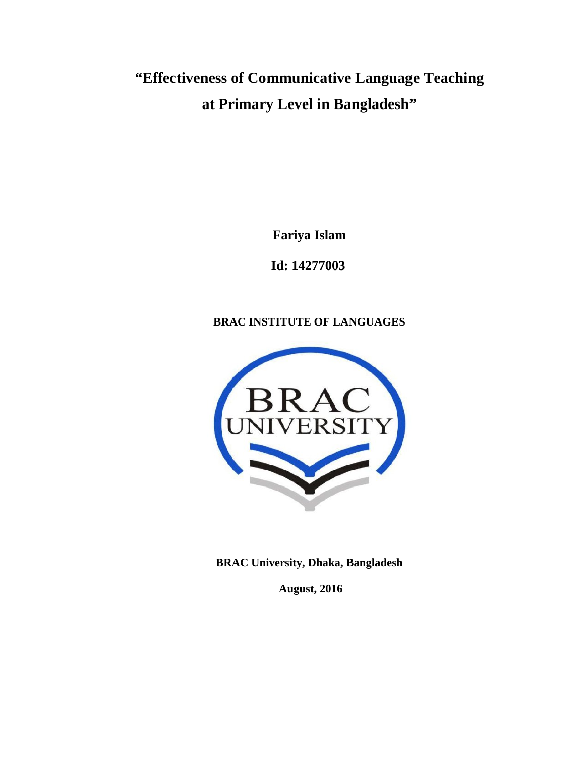# “Effectiveness of Communicative Language Teaching at Primary Level in Bangladesh”

**Fariya Islam**

**Id: 14277003**

**BRAC INSTITUTE OF LANGUAGES**

**BRAC University, Dhaka, Bangladesh**

**August, 2016**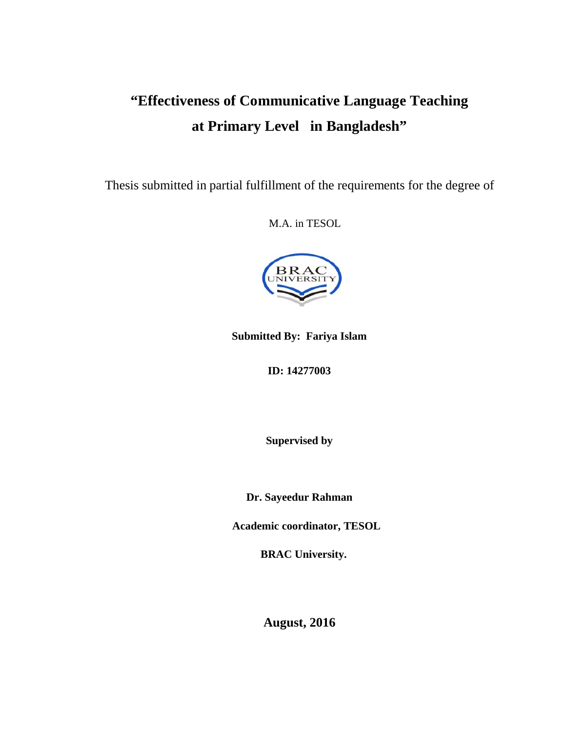# "Effectiveness of Communicative Language Teaching at Primary Level in Bangladesh"

Thesis submitted in partial fulfillment of the requirements for the degree of

M.A. in TESOL

BRAC UNIVERSITY

**Submitted By: Fariya Islam**

**ID: 14277003**

**Supervised by**

**Dr. Sayeedur Rahman**

**Academic coordinator, TESOL**

**BRAC University.**

**August, 2016**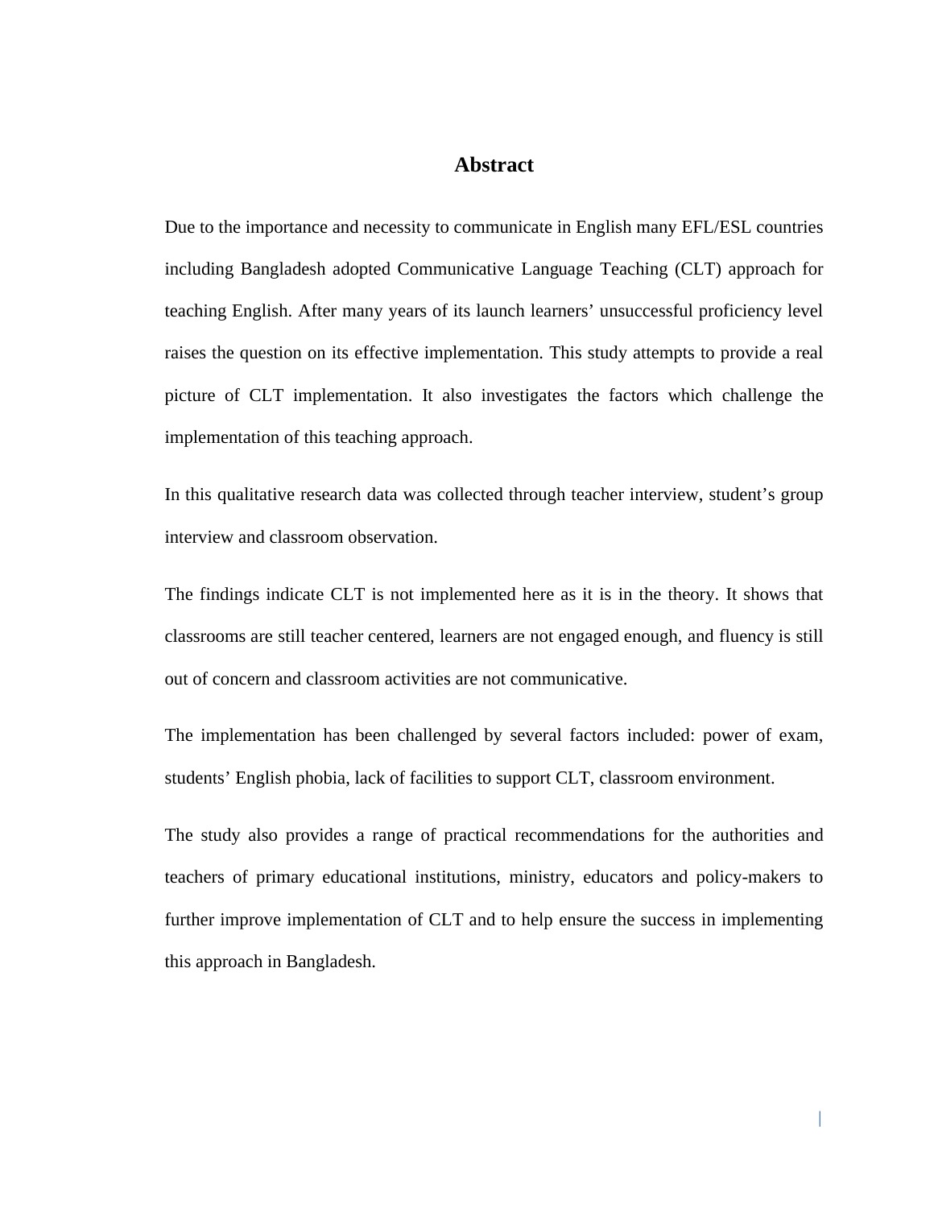# Abstract

Due to the importance and necessity to communicate in English many EFL/ESL countries including Bangladesh adopted Communicative Language Teaching (CLT) approach for teaching English. After many years of its launch learners' unsuccessful proficiency level raises the question on its effective implementation. This study attempts to provide a real picture of CLT implementation. It also investigates the factors which challenge the implementation of this teaching approach.

In this qualitative research data was collected through teacher interview, student's group interview and classroom observation.

The findings indicate CLT is not implemented here as it is in the theory. It shows that classrooms are still teacher centered, learners are not engaged enough, and fluency is still out of concern and classroom activities are not communicative.

The implementation has been challenged by several factors included: power of exam, students' English phobia, lack of facilities to support CLT, classroom environment.

The study also provides a range of practical recommendations for the authorities and teachers of primary educational institutions, ministry, educators and policy-makers to further improve implementation of CLT and to help ensure the success in implementing this approach in Bangladesh.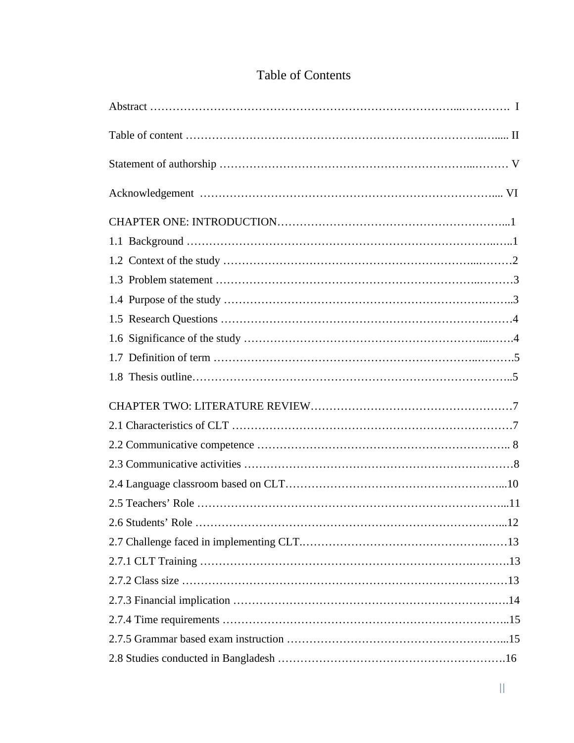# Table of Contents

Abstract …………………………………………………………………………..…………. I

Table of content ……………………………………………………………………..…..... II

Statement of authorship …………………………………………………………...……… V

Acknowledgement ……………………………………………………………………..... VI

CHAPTER ONE: INTRODUCTION…………………………………………………...1

1.1 Background ……………………………………………………………………..…..1

1.2 Context of the study ……………………………………………………………...………2

1.3 Problem statement ……………………………………………………………..………3

1.4 Purpose of the study …………………….………………………………………….……..3

1.5 Research Questions …………………………………………………………………4

1.6 Significance of the study …………………………………………………………...…….4

1.7 Definition of term …………………………………………………………..……….5

1.8 Thesis outline……………………………………………………………………………..5

CHAPTER TWO: LITERATURE REVIEW………………………………………………7

2.1 Characteristics of CLT …………………………………………………………………7

2.2 Communicative competence ………………………………………………………….. 8

2.3 Communicative activities ………………………………………………………………8

2.4 Language classroom based on CLT…………………………………………………...10

2.5 Teachers' Role ……………………………………………………………………...11

2.6 Students' Role …………………………………………………………………………...12

2.7 Challenge faced in implementing CLT.…………………………………………….……13

2.7.1 CLT Training ……………………………………………………………….……….13

2.7.2 Class size ……….………………………………………………………………………13

2.7.3 Financial implication ……………………………………………………………….….14

2.7.4 Time requirements ………………………………………………………………..15

2.7.5 Grammar based exam instruction ………………….……………………………...15

2.8 Studies conducted in Bangladesh …………………………………………………….16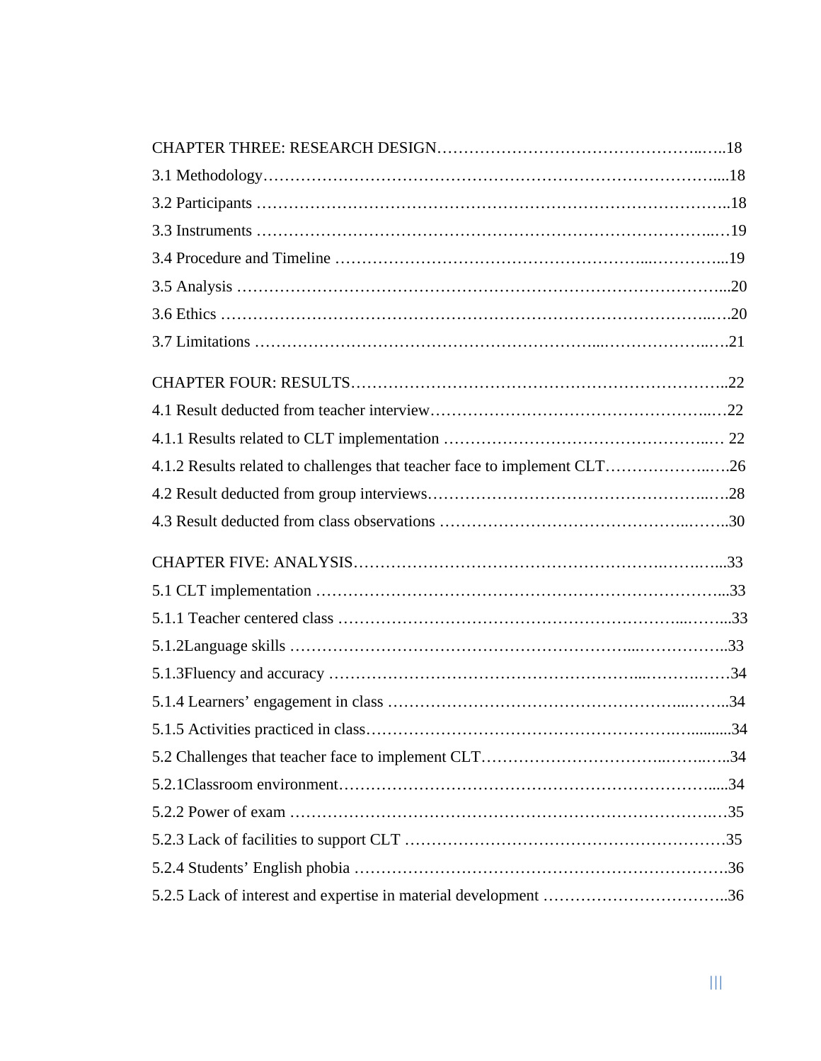CHAPTER THREE: RESEARCH DESIGN………………………………………….…..18

3.1 Methodology…………………………………………………………………….....18

3.2 Participants ……………………………………………………………………..18

3.3 Instruments ………………………………………………………………….…19

3.4 Procedure and Timeline ………………………………………...…………...19

3.5 Analysis ……………………………………………………………………...20

3.6 Ethics ………………………………………………………………….….20

3.7 Limitations …………………………………………………...………………..….21

CHAPTER FOUR: RESULTS……….………………………………………………..22

4.1 Result deducted from teacher interview……………………………………….…22

4.1.1 Results related to CLT implementation ……………………………………..… 22

4.1.2 Results related to challenges that teacher face to implement CLT………………..…26

4.2 Result deducted from group interviews……………………………………………..…28

4.3 Result deducted from class observations ……………………………………..……..30

CHAPTER FIVE: ANALYSIS……………………………………………….…….…...33

5.1 CLT implementation ……………………………………………………………...33

5.1.1 Teacher centered class ………………………………………………………...……...33

5.1.2Language skills ………………………………………………...……………..33

5.1.3Fluency and accuracy ……………………………………………...……….……34

5.1.4 Learners' engagement in class ………………………………………………...……..34

5.1.5 Activities practiced in class…………………………………………………….….........34

5.2 Challenges that teacher face to implement CLT…………………………...……..…..34

5.2.1Classroom environment………………………………………………………….....34

5.2.2 Power of exam ………………………………………………………………….…35

5.2.3 Lack of facilities to support CLT ……………………………………………………35

5.2.4 Students' English phobia ……………………………………………………………….36

5.2.5 Lack of interest and expertise in material development ……………………………..36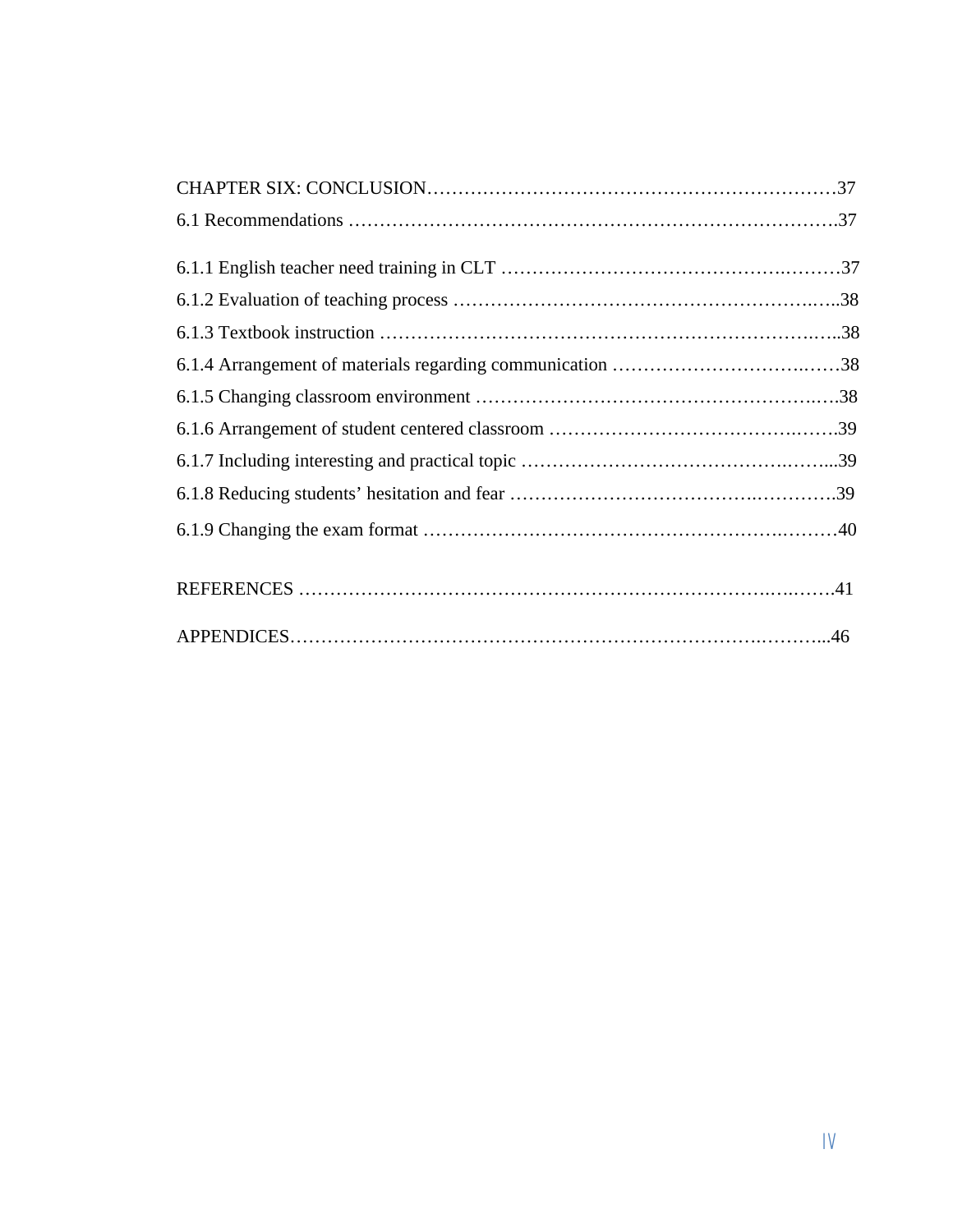CHAPTER SIX: CONCLUSION…………………………………………………………37

6.1 Recommendations ……………………………………………………………….37

6.1.1 English teacher need training in CLT ……………………………….………37

6.1.2 Evaluation of teaching process …………………………………………….…..38

6.1.3 Textbook instruction ……………………………………………………….…..38

6.1.4 Arrangement of materials regarding communication ……………………….……38

6.1.5 Changing classroom environment …………………………………………..….38

6.1.6 Arrangement of student centered classroom ……………………………….…….39

6.1.7 Including interesting and practical topic …………………………….……...39

6.1.8 Reducing students' hesitation and fear ………………………….………….39

6.1.9 Changing the exam format ………………………………………….………40

REFERENCES ……………………………………………………….…….…….41

APPENDICES………………………………………………………….………...46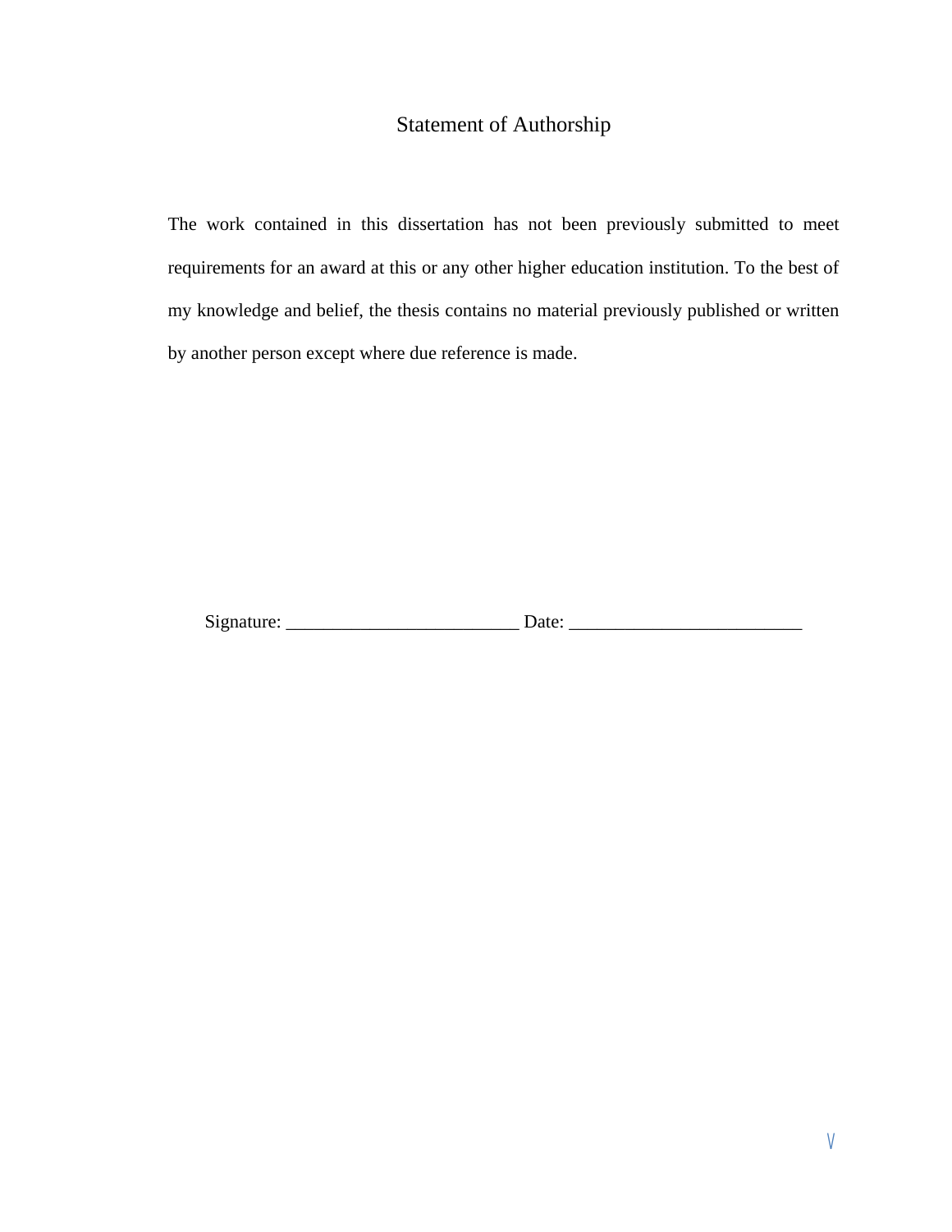# Statement of Authorship

The work contained in this dissertation has not been previously submitted to meet requirements for an award at this or any other higher education institution. To the best of my knowledge and belief, the thesis contains no material previously published or written by another person except where due reference is made.

Signature: _________________________ Date: _________________________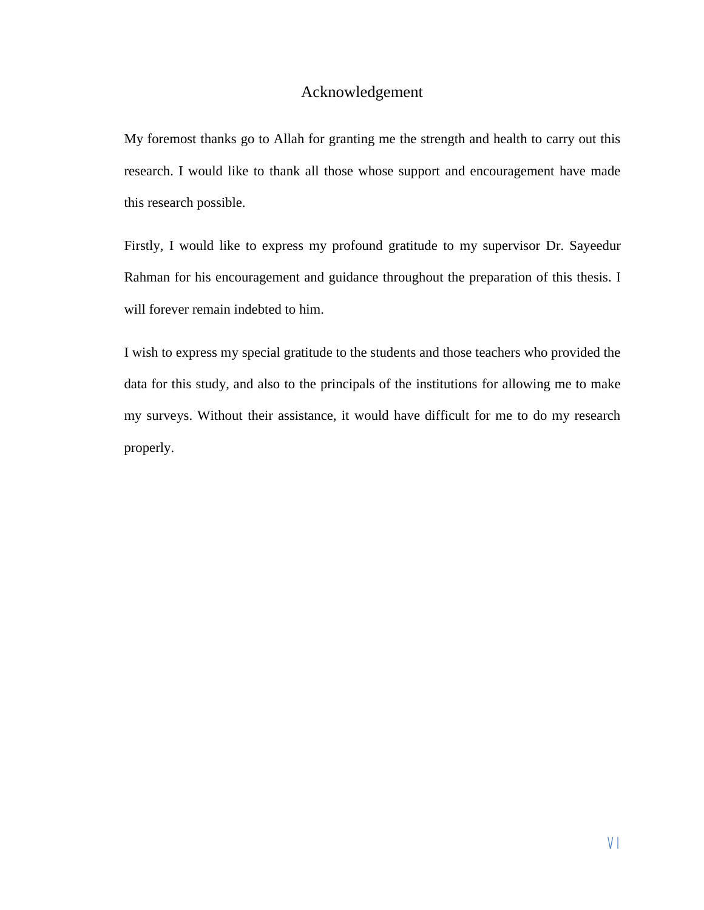# Acknowledgement

My foremost thanks go to Allah for granting me the strength and health to carry out this research. I would like to thank all those whose support and encouragement have made this research possible.

Firstly, I would like to express my profound gratitude to my supervisor Dr. Sayeedur Rahman for his encouragement and guidance throughout the preparation of this thesis. I will forever remain indebted to him.

I wish to express my special gratitude to the students and those teachers who provided the data for this study, and also to the principals of the institutions for allowing me to make my surveys. Without their assistance, it would have difficult for me to do my research properly.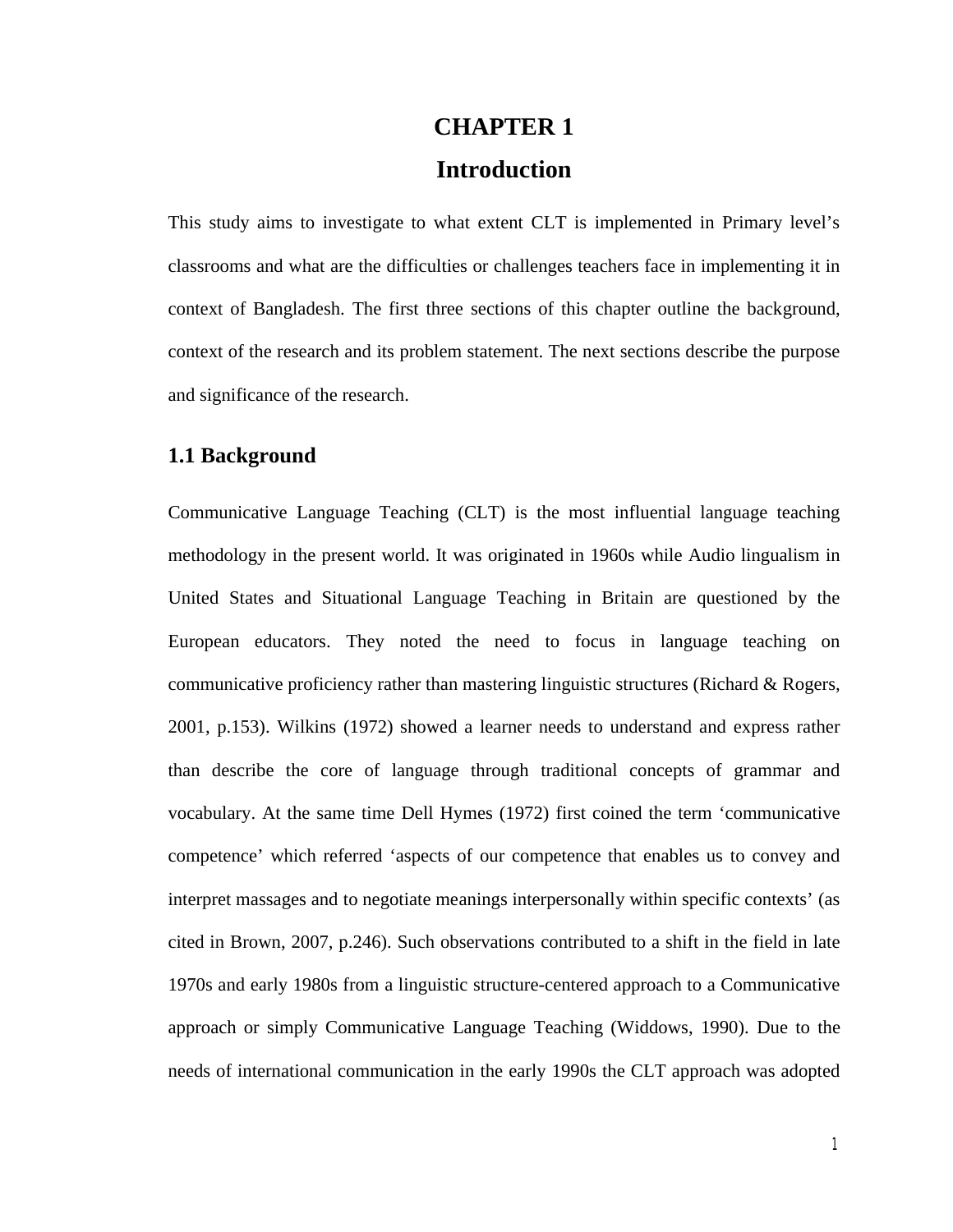# CHAPTER 1

# Introduction

This study aims to investigate to what extent CLT is implemented in Primary level's classrooms and what are the difficulties or challenges teachers face in implementing it in context of Bangladesh. The first three sections of this chapter outline the background, context of the research and its problem statement. The next sections describe the purpose and significance of the research.

## 1.1 Background

Communicative Language Teaching (CLT) is the most influential language teaching methodology in the present world. It was originated in 1960s while Audio lingualism in United States and Situational Language Teaching in Britain are questioned by the European educators. They noted the need to focus in language teaching on communicative proficiency rather than mastering linguistic structures (Richard & Rogers, 2001, p.153). Wilkins (1972) showed a learner needs to understand and express rather than describe the core of language through traditional concepts of grammar and vocabulary. At the same time Dell Hymes (1972) first coined the term 'communicative competence' which referred 'aspects of our competence that enables us to convey and interpret massages and to negotiate meanings interpersonally within specific contexts' (as cited in Brown, 2007, p.246). Such observations contributed to a shift in the field in late 1970s and early 1980s from a linguistic structure-centered approach to a Communicative approach or simply Communicative Language Teaching (Widdows, 1990). Due to the needs of international communication in the early 1990s the CLT approach was adopted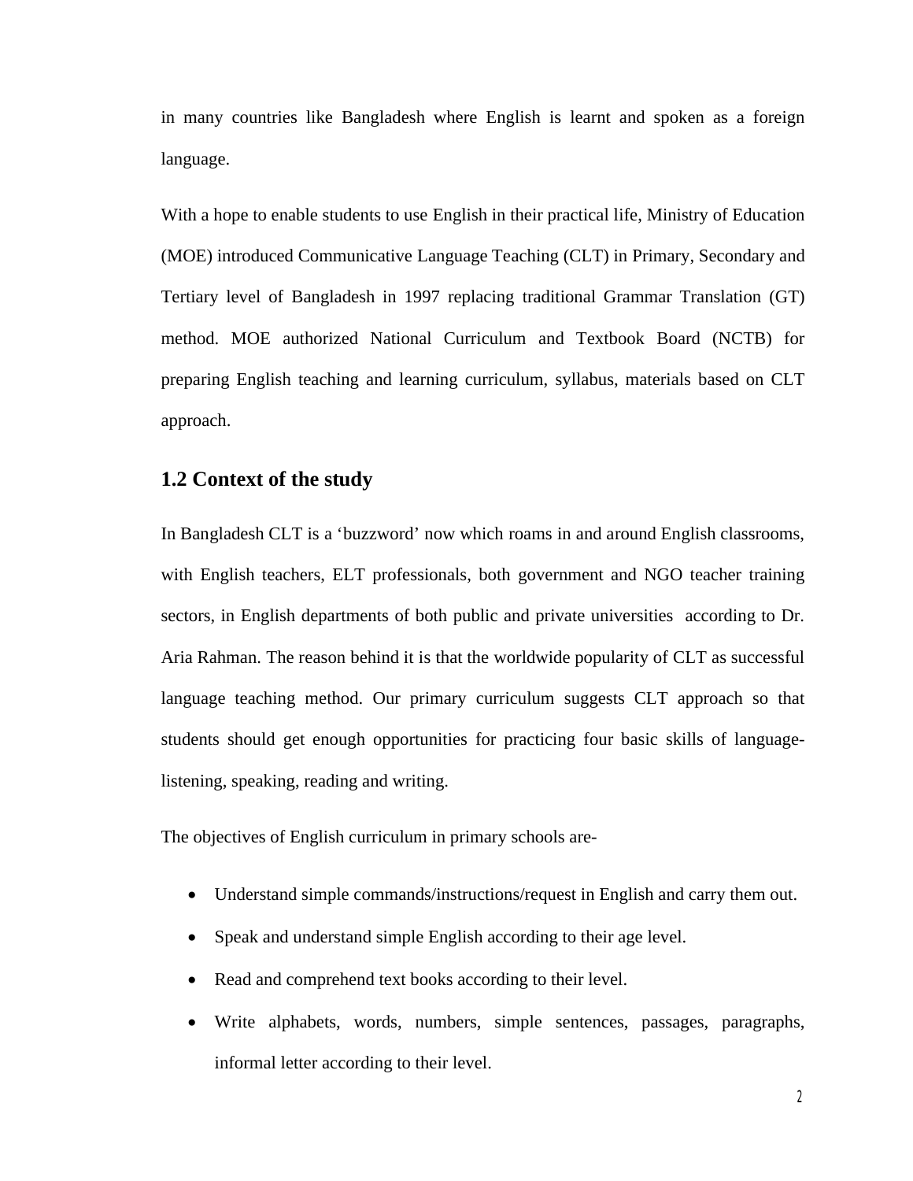in many countries like Bangladesh where English is learnt and spoken as a foreign language.

With a hope to enable students to use English in their practical life, Ministry of Education (MOE) introduced Communicative Language Teaching (CLT) in Primary, Secondary and Tertiary level of Bangladesh in 1997 replacing traditional Grammar Translation (GT) method. MOE authorized National Curriculum and Textbook Board (NCTB) for preparing English teaching and learning curriculum, syllabus, materials based on CLT approach.

## 1.2 Context of the study

In Bangladesh CLT is a 'buzzword' now which roams in and around English classrooms, with English teachers, ELT professionals, both government and NGO teacher training sectors, in English departments of both public and private universities according to Dr. Aria Rahman. The reason behind it is that the worldwide popularity of CLT as successful language teaching method. Our primary curriculum suggests CLT approach so that students should get enough opportunities for practicing four basic skills of language-listening, speaking, reading and writing.

The objectives of English curriculum in primary schools are-

- Understand simple commands/instructions/request in English and carry them out.
- Speak and understand simple English according to their age level.
- Read and comprehend text books according to their level.
- Write alphabets, words, numbers, simple sentences, passages, paragraphs, informal letter according to their level.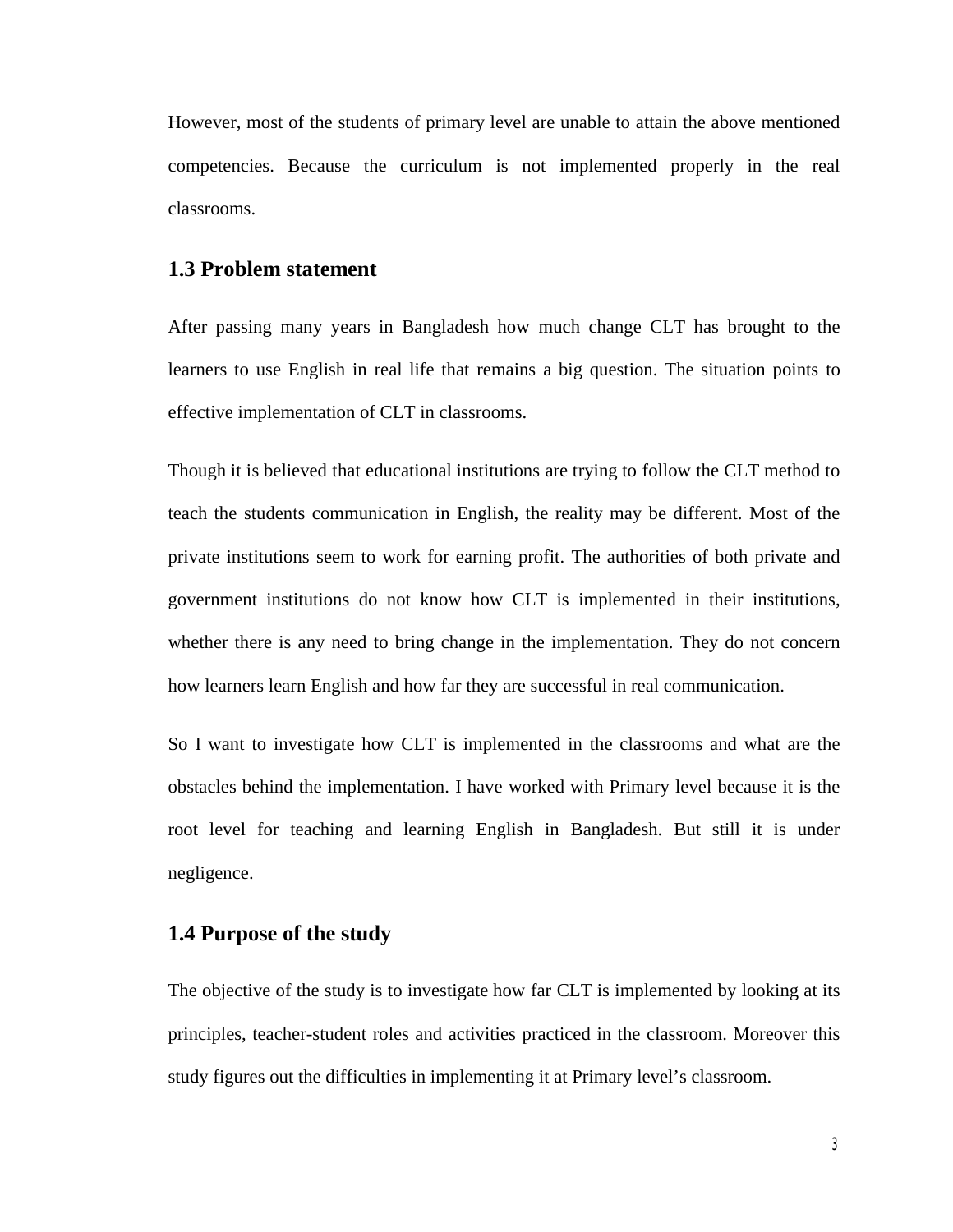However, most of the students of primary level are unable to attain the above mentioned competencies. Because the curriculum is not implemented properly in the real classrooms.

## 1.3 Problem statement

After passing many years in Bangladesh how much change CLT has brought to the learners to use English in real life that remains a big question. The situation points to effective implementation of CLT in classrooms.

Though it is believed that educational institutions are trying to follow the CLT method to teach the students communication in English, the reality may be different. Most of the private institutions seem to work for earning profit. The authorities of both private and government institutions do not know how CLT is implemented in their institutions, whether there is any need to bring change in the implementation. They do not concern how learners learn English and how far they are successful in real communication.

So I want to investigate how CLT is implemented in the classrooms and what are the obstacles behind the implementation. I have worked with Primary level because it is the root level for teaching and learning English in Bangladesh. But still it is under negligence.

## 1.4 Purpose of the study

The objective of the study is to investigate how far CLT is implemented by looking at its principles, teacher-student roles and activities practiced in the classroom. Moreover this study figures out the difficulties in implementing it at Primary level's classroom.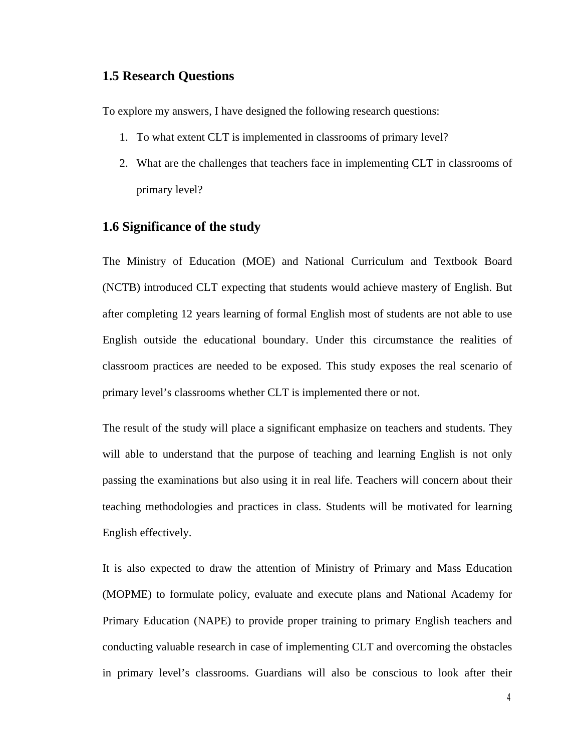## 1.5 Research Questions

To explore my answers, I have designed the following research questions:

1. To what extent CLT is implemented in classrooms of primary level?
2. What are the challenges that teachers face in implementing CLT in classrooms of primary level?

## 1.6 Significance of the study

The Ministry of Education (MOE) and National Curriculum and Textbook Board (NCTB) introduced CLT expecting that students would achieve mastery of English. But after completing 12 years learning of formal English most of students are not able to use English outside the educational boundary. Under this circumstance the realities of classroom practices are needed to be exposed. This study exposes the real scenario of primary level's classrooms whether CLT is implemented there or not.

The result of the study will place a significant emphasize on teachers and students. They will able to understand that the purpose of teaching and learning English is not only passing the examinations but also using it in real life. Teachers will concern about their teaching methodologies and practices in class. Students will be motivated for learning English effectively.

It is also expected to draw the attention of Ministry of Primary and Mass Education (MOPME) to formulate policy, evaluate and execute plans and National Academy for Primary Education (NAPE) to provide proper training to primary English teachers and conducting valuable research in case of implementing CLT and overcoming the obstacles in primary level's classrooms. Guardians will also be conscious to look after their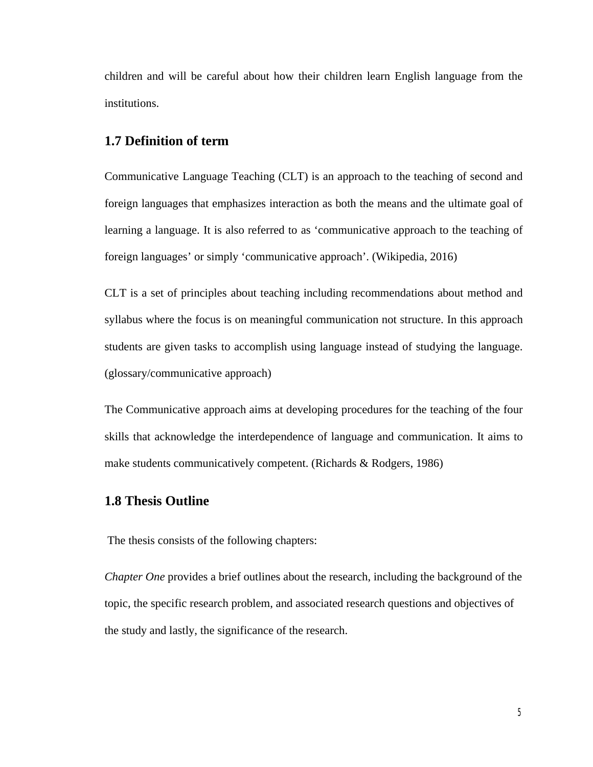children and will be careful about how their children learn English language from the institutions.

## 1.7 Definition of term

Communicative Language Teaching (CLT) is an approach to the teaching of second and foreign languages that emphasizes interaction as both the means and the ultimate goal of learning a language. It is also referred to as ‘communicative approach to the teaching of foreign languages’ or simply ‘communicative approach’. (Wikipedia, 2016)

CLT is a set of principles about teaching including recommendations about method and syllabus where the focus is on meaningful communication not structure. In this approach students are given tasks to accomplish using language instead of studying the language. (glossary/communicative approach)

The Communicative approach aims at developing procedures for the teaching of the four skills that acknowledge the interdependence of language and communication. It aims to make students communicatively competent. (Richards & Rodgers, 1986)

## 1.8 Thesis Outline

The thesis consists of the following chapters:

*Chapter One* provides a brief outlines about the research, including the background of the topic, the specific research problem, and associated research questions and objectives of the study and lastly, the significance of the research.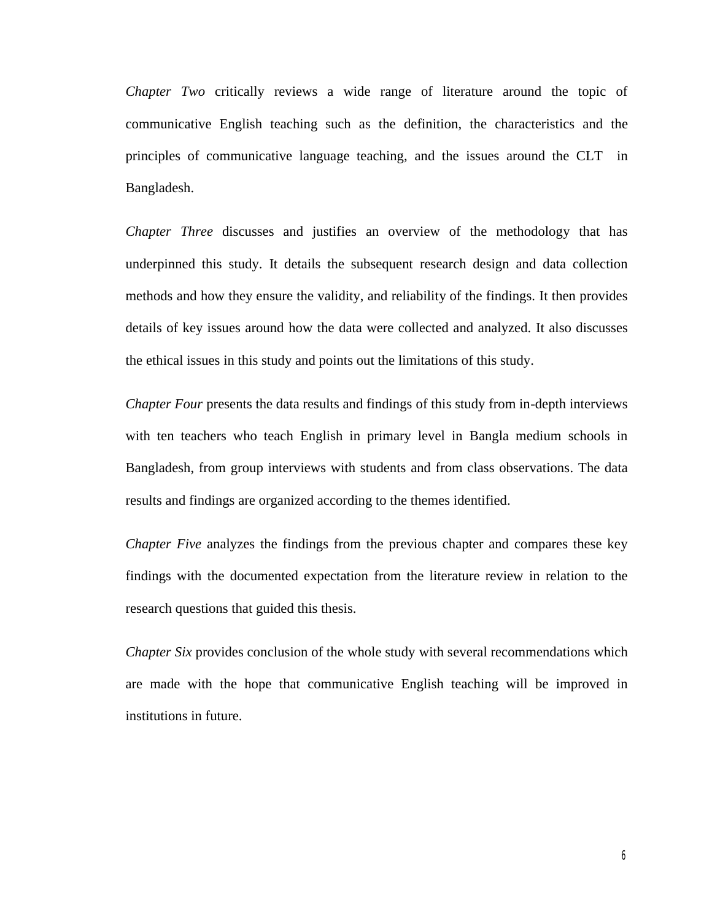*Chapter Two* critically reviews a wide range of literature around the topic of communicative English teaching such as the definition, the characteristics and the principles of communicative language teaching, and the issues around the CLT in Bangladesh.

*Chapter Three* discusses and justifies an overview of the methodology that has underpinned this study. It details the subsequent research design and data collection methods and how they ensure the validity, and reliability of the findings. It then provides details of key issues around how the data were collected and analyzed. It also discusses the ethical issues in this study and points out the limitations of this study.

*Chapter Four* presents the data results and findings of this study from in-depth interviews with ten teachers who teach English in primary level in Bangla medium schools in Bangladesh, from group interviews with students and from class observations. The data results and findings are organized according to the themes identified.

*Chapter Five* analyzes the findings from the previous chapter and compares these key findings with the documented expectation from the literature review in relation to the research questions that guided this thesis.

*Chapter Six* provides conclusion of the whole study with several recommendations which are made with the hope that communicative English teaching will be improved in institutions in future.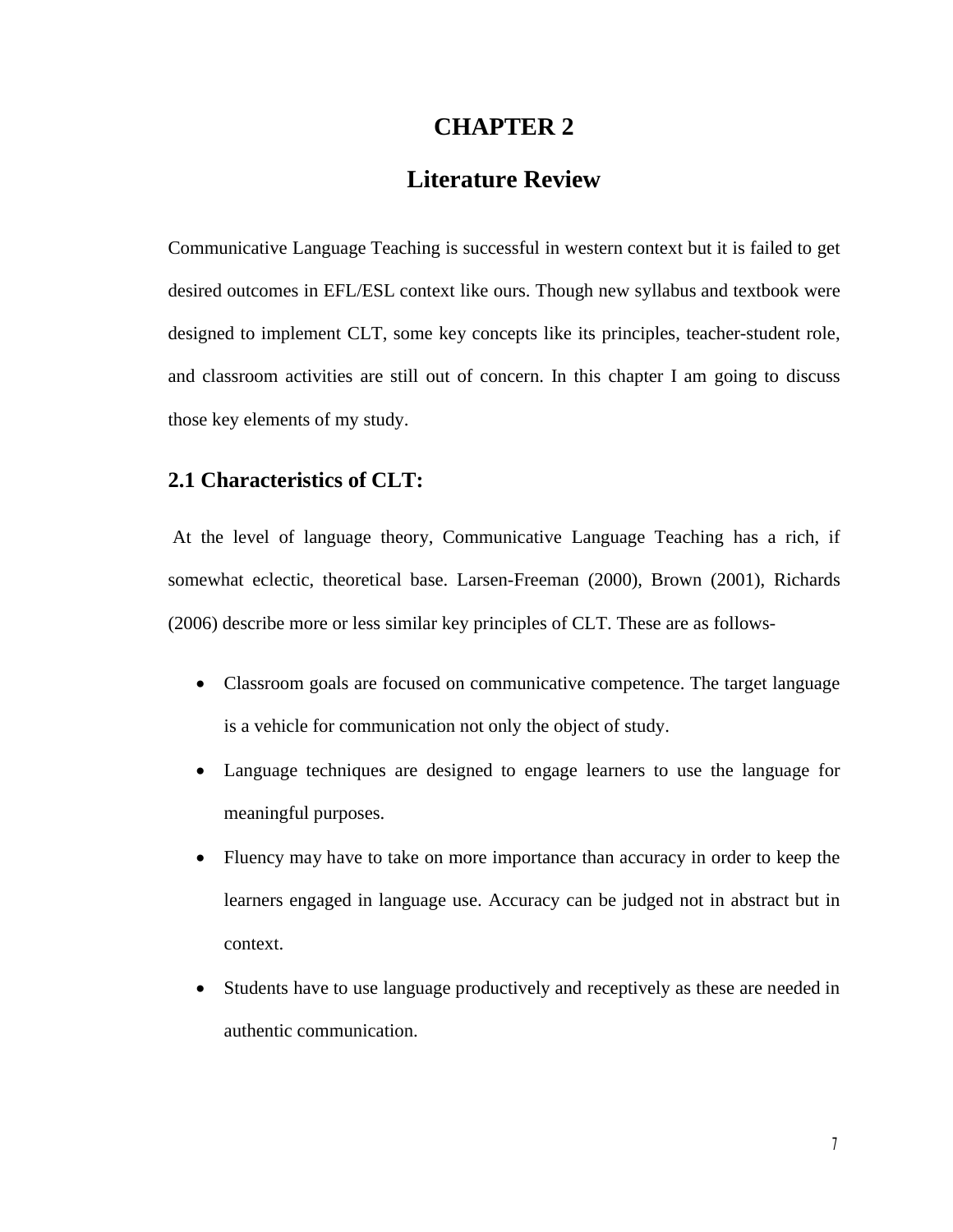# CHAPTER 2

# Literature Review

Communicative Language Teaching is successful in western context but it is failed to get desired outcomes in EFL/ESL context like ours. Though new syllabus and textbook were designed to implement CLT, some key concepts like its principles, teacher-student role, and classroom activities are still out of concern. In this chapter I am going to discuss those key elements of my study.

## 2.1 Characteristics of CLT:

At the level of language theory, Communicative Language Teaching has a rich, if somewhat eclectic, theoretical base. Larsen-Freeman (2000), Brown (2001), Richards (2006) describe more or less similar key principles of CLT. These are as follows-

- Classroom goals are focused on communicative competence. The target language is a vehicle for communication not only the object of study.
- Language techniques are designed to engage learners to use the language for meaningful purposes.
- Fluency may have to take on more importance than accuracy in order to keep the learners engaged in language use. Accuracy can be judged not in abstract but in context.
- Students have to use language productively and receptively as these are needed in authentic communication.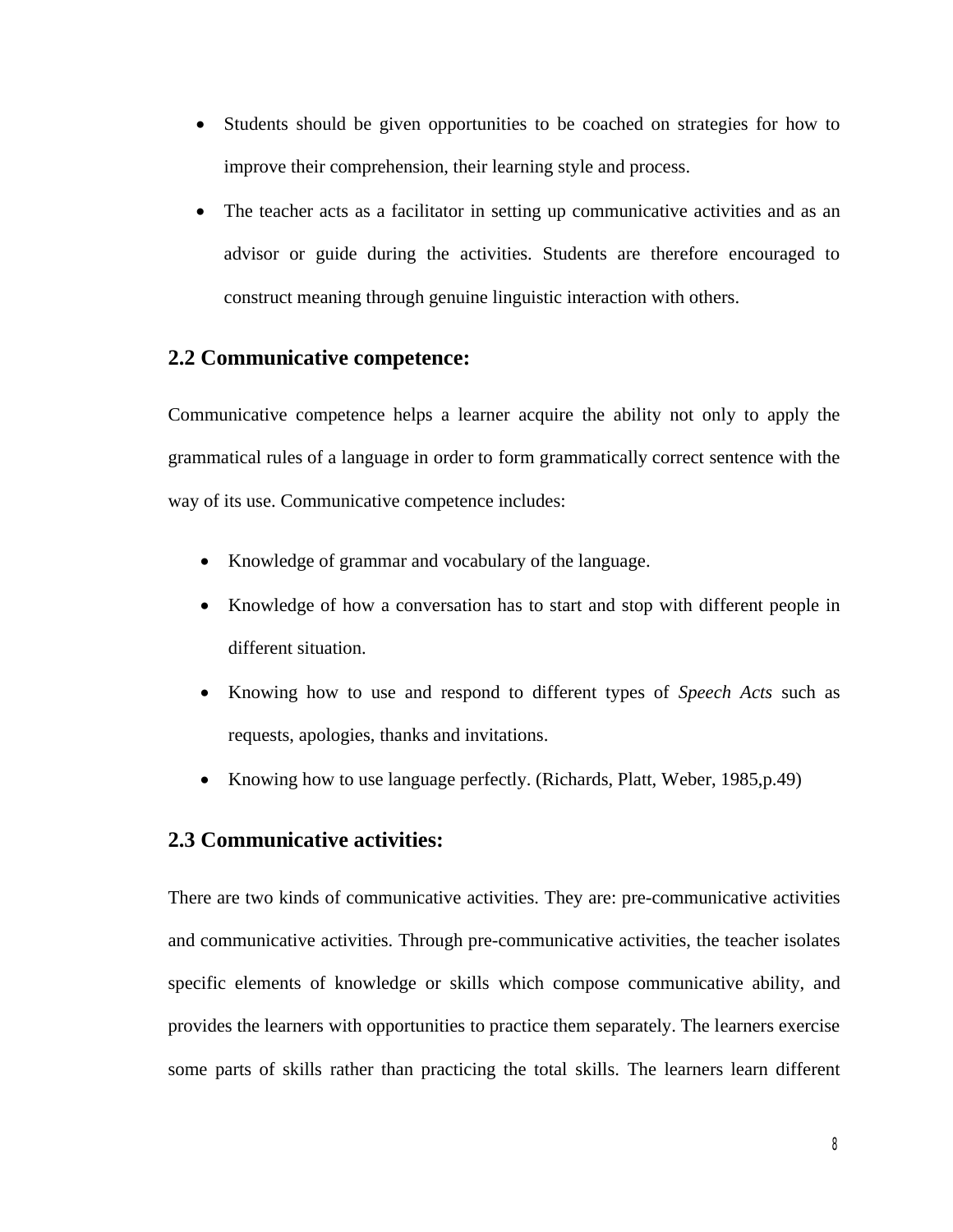- Students should be given opportunities to be coached on strategies for how to improve their comprehension, their learning style and process.
- The teacher acts as a facilitator in setting up communicative activities and as an advisor or guide during the activities. Students are therefore encouraged to construct meaning through genuine linguistic interaction with others.

## 2.2 Communicative competence:

Communicative competence helps a learner acquire the ability not only to apply the grammatical rules of a language in order to form grammatically correct sentence with the way of its use. Communicative competence includes:

- Knowledge of grammar and vocabulary of the language.
- Knowledge of how a conversation has to start and stop with different people in different situation.
- Knowing how to use and respond to different types of *Speech Acts* such as requests, apologies, thanks and invitations.
- Knowing how to use language perfectly. (Richards, Platt, Weber, 1985,p.49)

## 2.3 Communicative activities:

There are two kinds of communicative activities. They are: pre-communicative activities and communicative activities. Through pre-communicative activities, the teacher isolates specific elements of knowledge or skills which compose communicative ability, and provides the learners with opportunities to practice them separately. The learners exercise some parts of skills rather than practicing the total skills. The learners learn different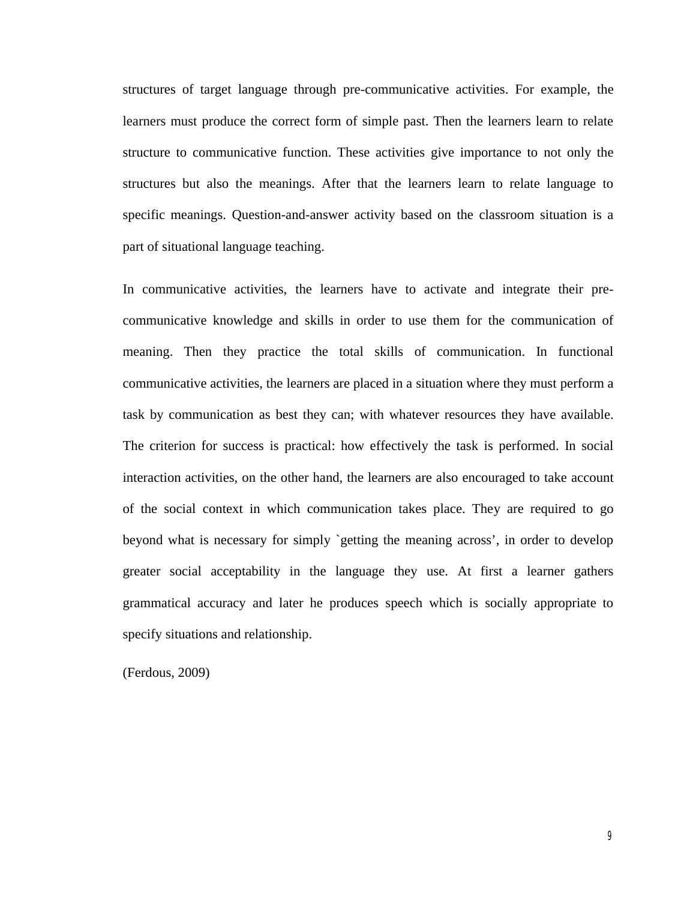structures of target language through pre-communicative activities. For example, the learners must produce the correct form of simple past. Then the learners learn to relate structure to communicative function. These activities give importance to not only the structures but also the meanings. After that the learners learn to relate language to specific meanings. Question-and-answer activity based on the classroom situation is a part of situational language teaching.

In communicative activities, the learners have to activate and integrate their pre-communicative knowledge and skills in order to use them for the communication of meaning. Then they practice the total skills of communication. In functional communicative activities, the learners are placed in a situation where they must perform a task by communication as best they can; with whatever resources they have available. The criterion for success is practical: how effectively the task is performed. In social interaction activities, on the other hand, the learners are also encouraged to take account of the social context in which communication takes place. They are required to go beyond what is necessary for simply `getting the meaning across', in order to develop greater social acceptability in the language they use. At first a learner gathers grammatical accuracy and later he produces speech which is socially appropriate to specify situations and relationship.

(Ferdous, 2009)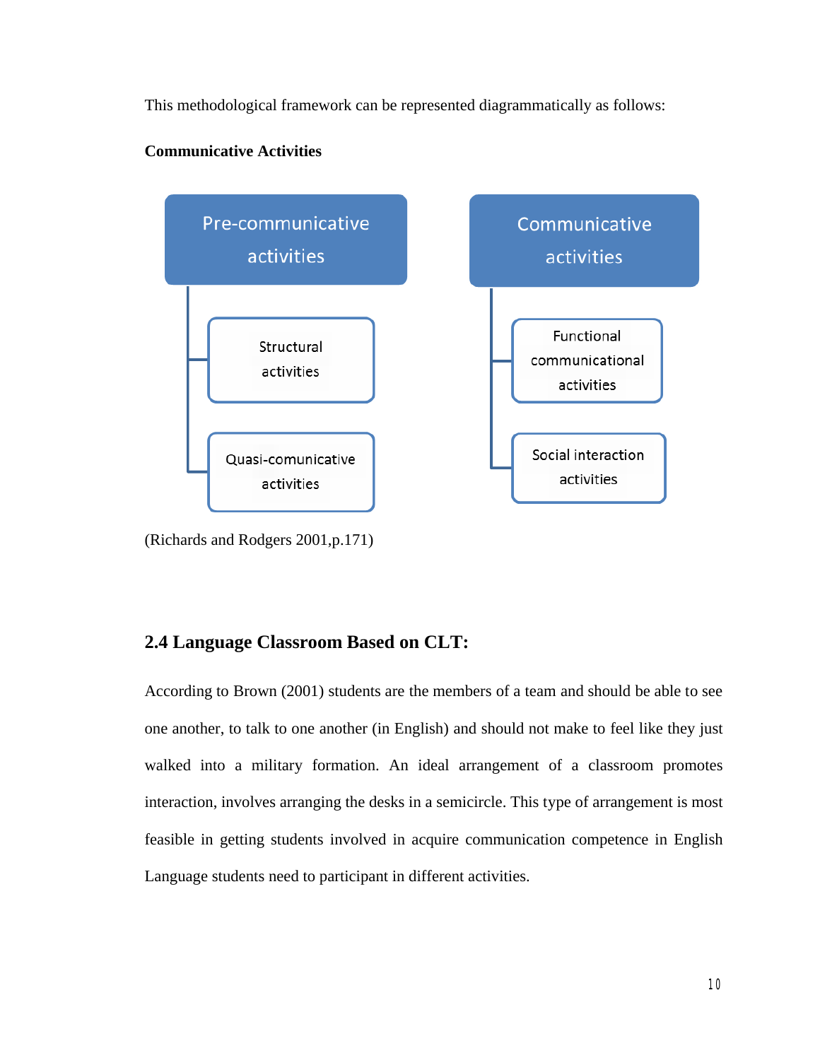This methodological framework can be represented diagrammatically as follows:

**Communicative Activities**

Pre-communicative activities

Structural activities

Quasi-comunicative activities

Communicative activities

Functional communicational activities

Social interaction activities

(Richards and Rodgers 2001,p.171)

## 2.4 Language Classroom Based on CLT:

According to Brown (2001) students are the members of a team and should be able to see one another, to talk to one another (in English) and should not make to feel like they just walked into a military formation. An ideal arrangement of a classroom promotes interaction, involves arranging the desks in a semicircle. This type of arrangement is most feasible in getting students involved in acquire communication competence in English Language students need to participant in different activities.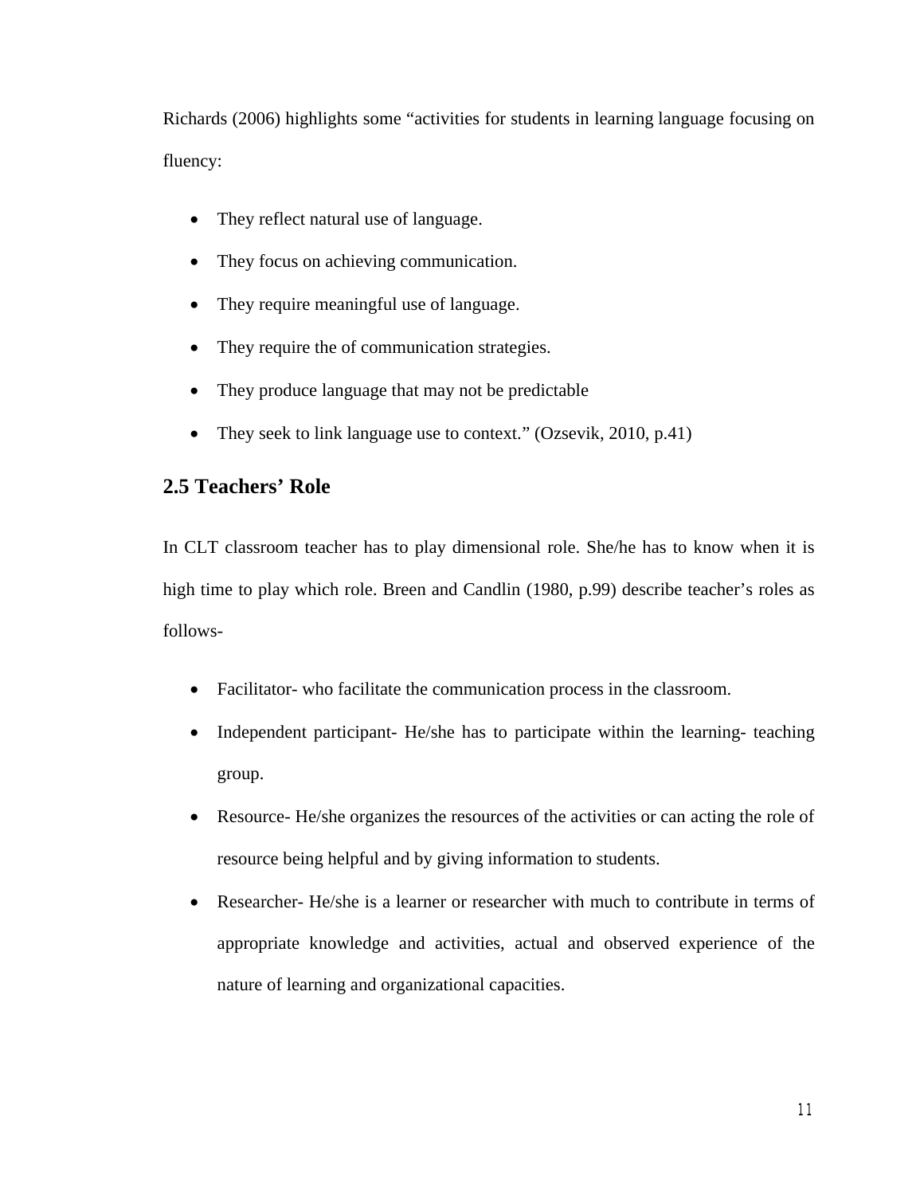Richards (2006) highlights some “activities for students in learning language focusing on fluency:

- They reflect natural use of language.
- They focus on achieving communication.
- They require meaningful use of language.
- They require the of communication strategies.
- They produce language that may not be predictable
- They seek to link language use to context.” (Ozsevik, 2010, p.41)

## 2.5 Teachers’ Role

In CLT classroom teacher has to play dimensional role. She/he has to know when it is high time to play which role. Breen and Candlin (1980, p.99) describe teacher’s roles as follows-

- Facilitator- who facilitate the communication process in the classroom.
- Independent participant- He/she has to participate within the learning- teaching group.
- Resource- He/she organizes the resources of the activities or can acting the role of resource being helpful and by giving information to students.
- Researcher- He/she is a learner or researcher with much to contribute in terms of appropriate knowledge and activities, actual and observed experience of the nature of learning and organizational capacities.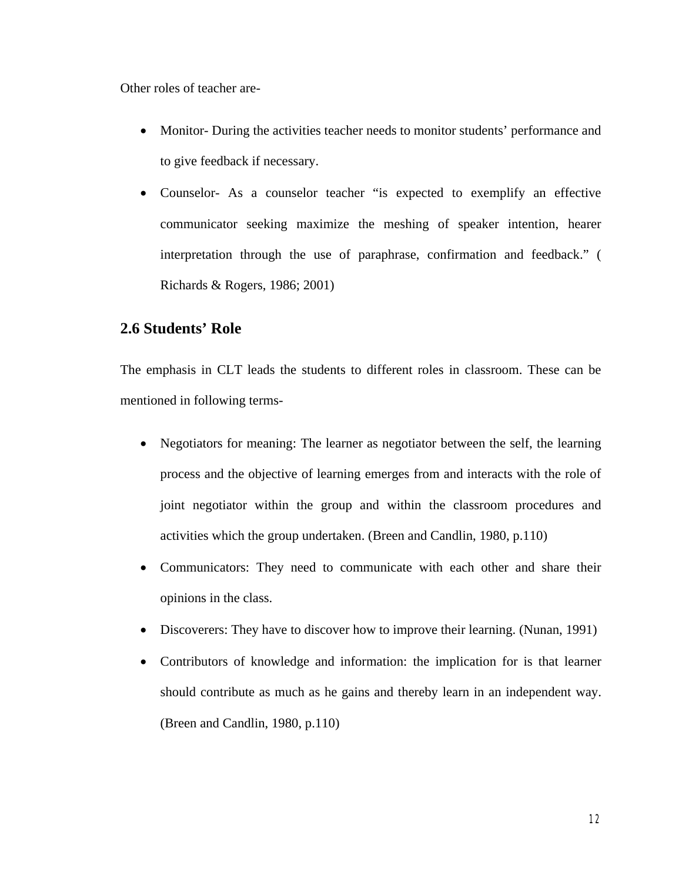Other roles of teacher are-

- Monitor- During the activities teacher needs to monitor students' performance and to give feedback if necessary.
- Counselor- As a counselor teacher "is expected to exemplify an effective communicator seeking maximize the meshing of speaker intention, hearer interpretation through the use of paraphrase, confirmation and feedback." ( Richards & Rogers, 1986; 2001)

## 2.6 Students' Role

The emphasis in CLT leads the students to different roles in classroom. These can be mentioned in following terms-

- Negotiators for meaning: The learner as negotiator between the self, the learning process and the objective of learning emerges from and interacts with the role of joint negotiator within the group and within the classroom procedures and activities which the group undertaken. (Breen and Candlin, 1980, p.110)
- Communicators: They need to communicate with each other and share their opinions in the class.
- Discoverers: They have to discover how to improve their learning. (Nunan, 1991)
- Contributors of knowledge and information: the implication for is that learner should contribute as much as he gains and thereby learn in an independent way. (Breen and Candlin, 1980, p.110)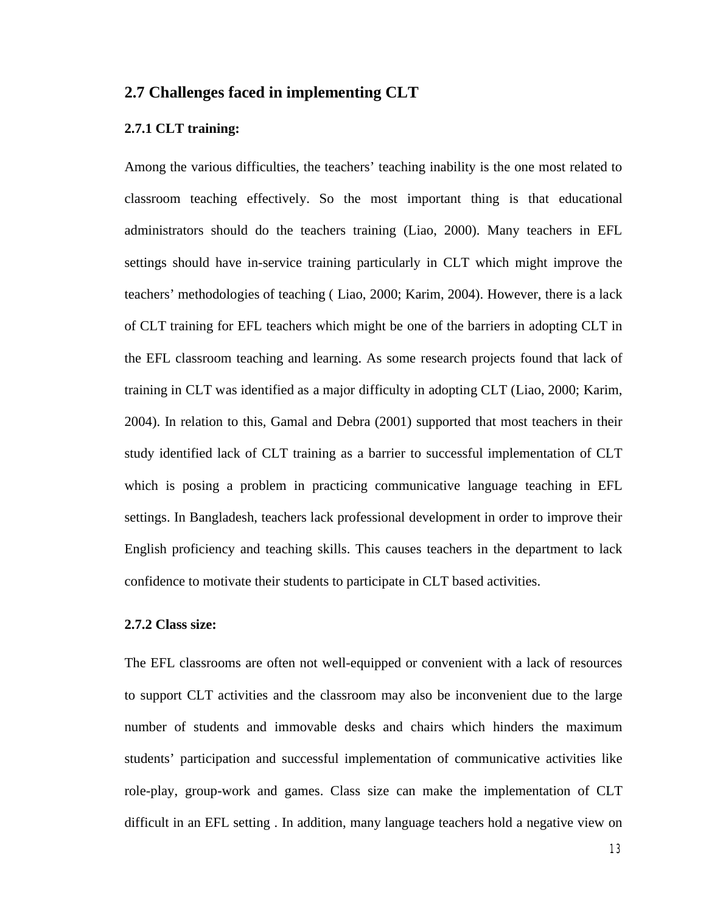## 2.7 Challenges faced in implementing CLT

### 2.7.1 CLT training:

Among the various difficulties, the teachers' teaching inability is the one most related to classroom teaching effectively. So the most important thing is that educational administrators should do the teachers training (Liao, 2000). Many teachers in EFL settings should have in-service training particularly in CLT which might improve the teachers' methodologies of teaching ( Liao, 2000; Karim, 2004). However, there is a lack of CLT training for EFL teachers which might be one of the barriers in adopting CLT in the EFL classroom teaching and learning. As some research projects found that lack of training in CLT was identified as a major difficulty in adopting CLT (Liao, 2000; Karim, 2004). In relation to this, Gamal and Debra (2001) supported that most teachers in their study identified lack of CLT training as a barrier to successful implementation of CLT which is posing a problem in practicing communicative language teaching in EFL settings. In Bangladesh, teachers lack professional development in order to improve their English proficiency and teaching skills. This causes teachers in the department to lack confidence to motivate their students to participate in CLT based activities.

### 2.7.2 Class size:

The EFL classrooms are often not well-equipped or convenient with a lack of resources to support CLT activities and the classroom may also be inconvenient due to the large number of students and immovable desks and chairs which hinders the maximum students' participation and successful implementation of communicative activities like role-play, group-work and games. Class size can make the implementation of CLT difficult in an EFL setting . In addition, many language teachers hold a negative view on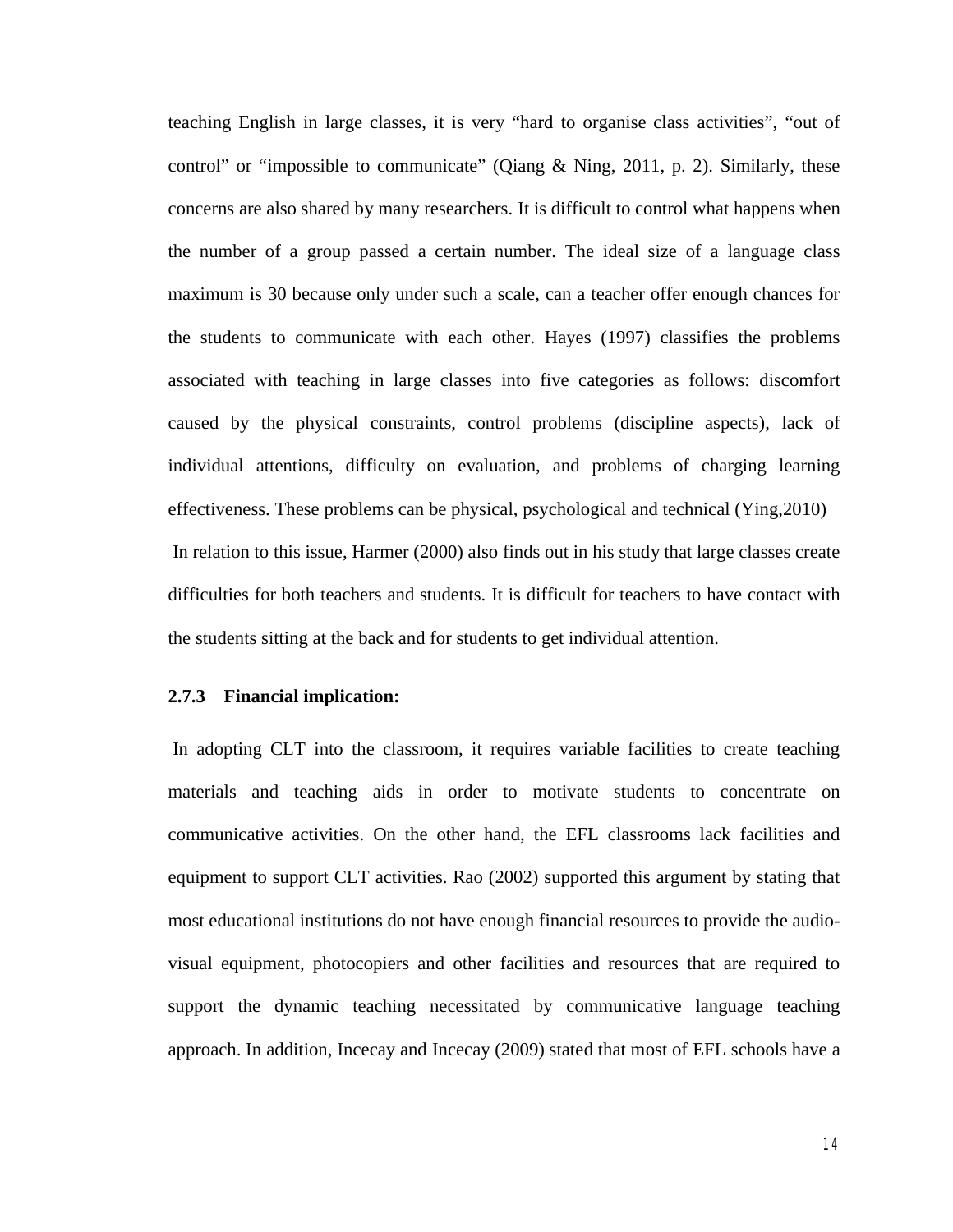teaching English in large classes, it is very "hard to organise class activities", "out of control" or "impossible to communicate" (Qiang & Ning, 2011, p. 2). Similarly, these concerns are also shared by many researchers. It is difficult to control what happens when the number of a group passed a certain number. The ideal size of a language class maximum is 30 because only under such a scale, can a teacher offer enough chances for the students to communicate with each other. Hayes (1997) classifies the problems associated with teaching in large classes into five categories as follows: discomfort caused by the physical constraints, control problems (discipline aspects), lack of individual attentions, difficulty on evaluation, and problems of charging learning effectiveness. These problems can be physical, psychological and technical (Ying,2010)

In relation to this issue, Harmer (2000) also finds out in his study that large classes create difficulties for both teachers and students. It is difficult for teachers to have contact with the students sitting at the back and for students to get individual attention.

### 2.7.3 Financial implication:

In adopting CLT into the classroom, it requires variable facilities to create teaching materials and teaching aids in order to motivate students to concentrate on communicative activities. On the other hand, the EFL classrooms lack facilities and equipment to support CLT activities. Rao (2002) supported this argument by stating that most educational institutions do not have enough financial resources to provide the audio-visual equipment, photocopiers and other facilities and resources that are required to support the dynamic teaching necessitated by communicative language teaching approach. In addition, Incecay and Incecay (2009) stated that most of EFL schools have a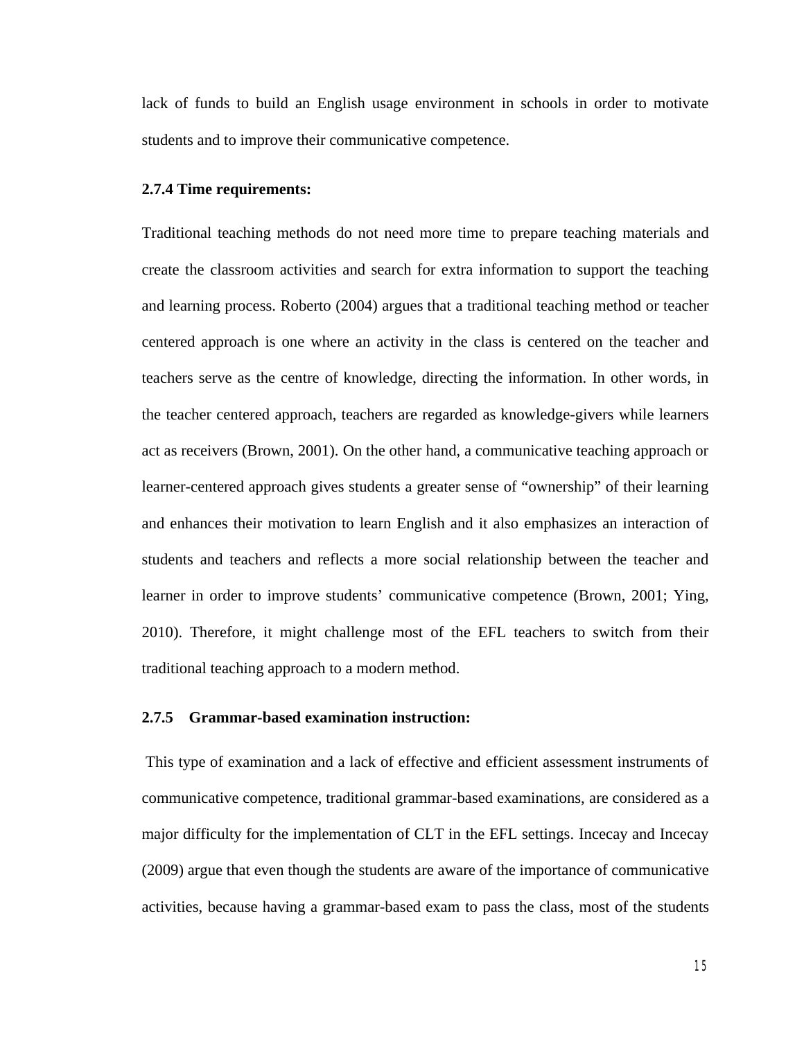lack of funds to build an English usage environment in schools in order to motivate students and to improve their communicative competence.

### 2.7.4 Time requirements:

Traditional teaching methods do not need more time to prepare teaching materials and create the classroom activities and search for extra information to support the teaching and learning process. Roberto (2004) argues that a traditional teaching method or teacher centered approach is one where an activity in the class is centered on the teacher and teachers serve as the centre of knowledge, directing the information. In other words, in the teacher centered approach, teachers are regarded as knowledge-givers while learners act as receivers (Brown, 2001). On the other hand, a communicative teaching approach or learner-centered approach gives students a greater sense of "ownership" of their learning and enhances their motivation to learn English and it also emphasizes an interaction of students and teachers and reflects a more social relationship between the teacher and learner in order to improve students' communicative competence (Brown, 2001; Ying, 2010). Therefore, it might challenge most of the EFL teachers to switch from their traditional teaching approach to a modern method.

### 2.7.5 Grammar-based examination instruction:

This type of examination and a lack of effective and efficient assessment instruments of communicative competence, traditional grammar-based examinations, are considered as a major difficulty for the implementation of CLT in the EFL settings. Incecay and Incecay (2009) argue that even though the students are aware of the importance of communicative activities, because having a grammar-based exam to pass the class, most of the students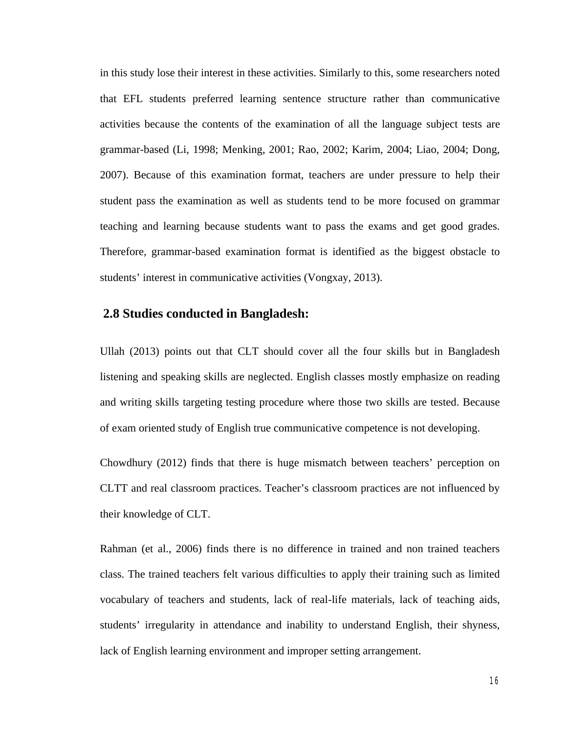in this study lose their interest in these activities. Similarly to this, some researchers noted that EFL students preferred learning sentence structure rather than communicative activities because the contents of the examination of all the language subject tests are grammar-based (Li, 1998; Menking, 2001; Rao, 2002; Karim, 2004; Liao, 2004; Dong, 2007). Because of this examination format, teachers are under pressure to help their student pass the examination as well as students tend to be more focused on grammar teaching and learning because students want to pass the exams and get good grades. Therefore, grammar-based examination format is identified as the biggest obstacle to students' interest in communicative activities (Vongxay, 2013).

## 2.8 Studies conducted in Bangladesh:

Ullah (2013) points out that CLT should cover all the four skills but in Bangladesh listening and speaking skills are neglected. English classes mostly emphasize on reading and writing skills targeting testing procedure where those two skills are tested. Because of exam oriented study of English true communicative competence is not developing.

Chowdhury (2012) finds that there is huge mismatch between teachers' perception on CLTT and real classroom practices. Teacher's classroom practices are not influenced by their knowledge of CLT.

Rahman (et al., 2006) finds there is no difference in trained and non trained teachers class. The trained teachers felt various difficulties to apply their training such as limited vocabulary of teachers and students, lack of real-life materials, lack of teaching aids, students' irregularity in attendance and inability to understand English, their shyness, lack of English learning environment and improper setting arrangement.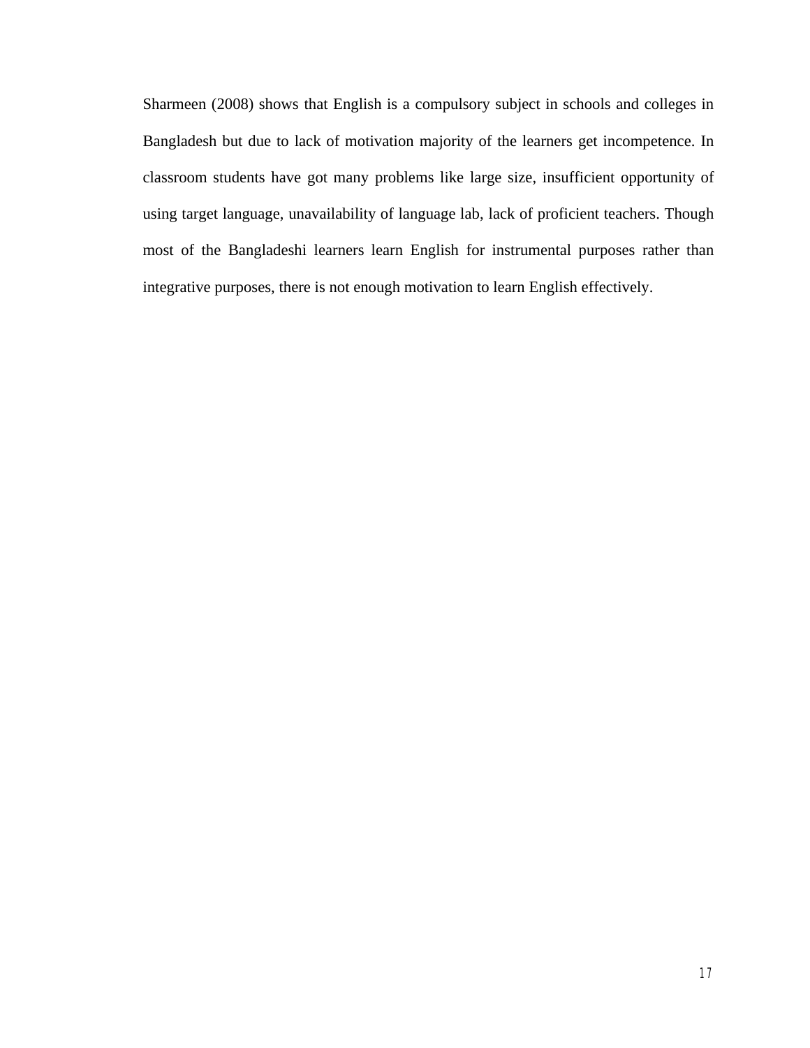Sharmeen (2008) shows that English is a compulsory subject in schools and colleges in Bangladesh but due to lack of motivation majority of the learners get incompetence. In classroom students have got many problems like large size, insufficient opportunity of using target language, unavailability of language lab, lack of proficient teachers. Though most of the Bangladeshi learners learn English for instrumental purposes rather than integrative purposes, there is not enough motivation to learn English effectively.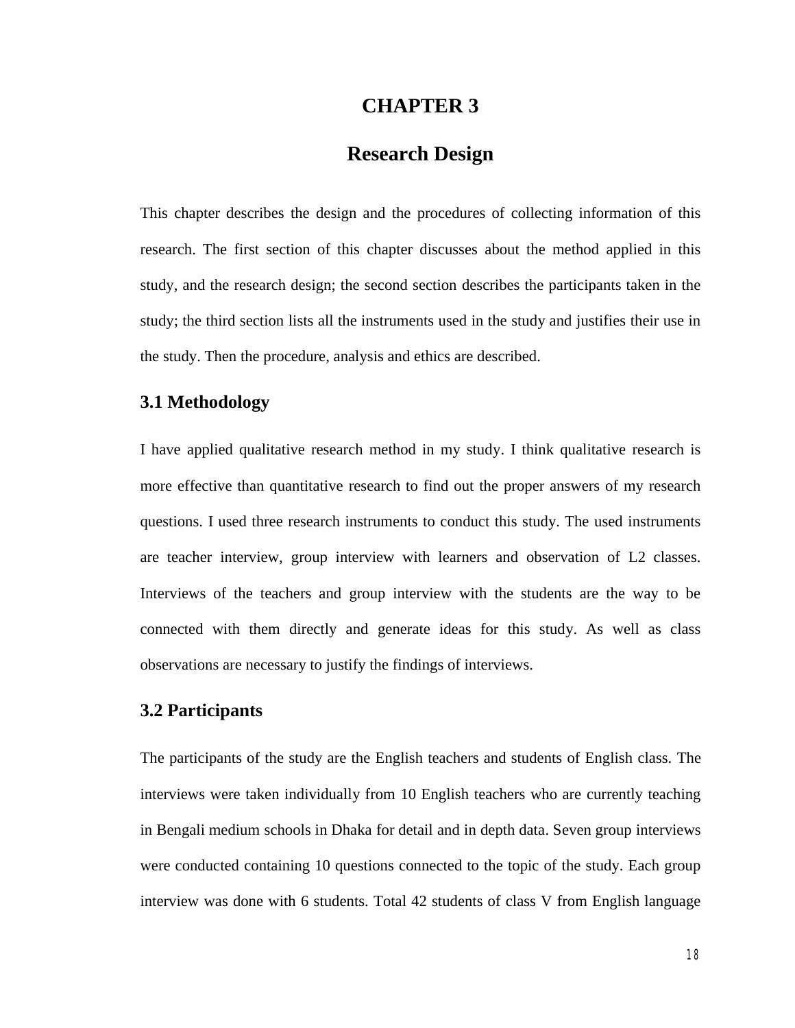# CHAPTER 3

# Research Design

This chapter describes the design and the procedures of collecting information of this research. The first section of this chapter discusses about the method applied in this study, and the research design; the second section describes the participants taken in the study; the third section lists all the instruments used in the study and justifies their use in the study. Then the procedure, analysis and ethics are described.

## 3.1 Methodology

I have applied qualitative research method in my study. I think qualitative research is more effective than quantitative research to find out the proper answers of my research questions. I used three research instruments to conduct this study. The used instruments are teacher interview, group interview with learners and observation of L2 classes. Interviews of the teachers and group interview with the students are the way to be connected with them directly and generate ideas for this study. As well as class observations are necessary to justify the findings of interviews.

## 3.2 Participants

The participants of the study are the English teachers and students of English class. The interviews were taken individually from 10 English teachers who are currently teaching in Bengali medium schools in Dhaka for detail and in depth data. Seven group interviews were conducted containing 10 questions connected to the topic of the study. Each group interview was done with 6 students. Total 42 students of class V from English language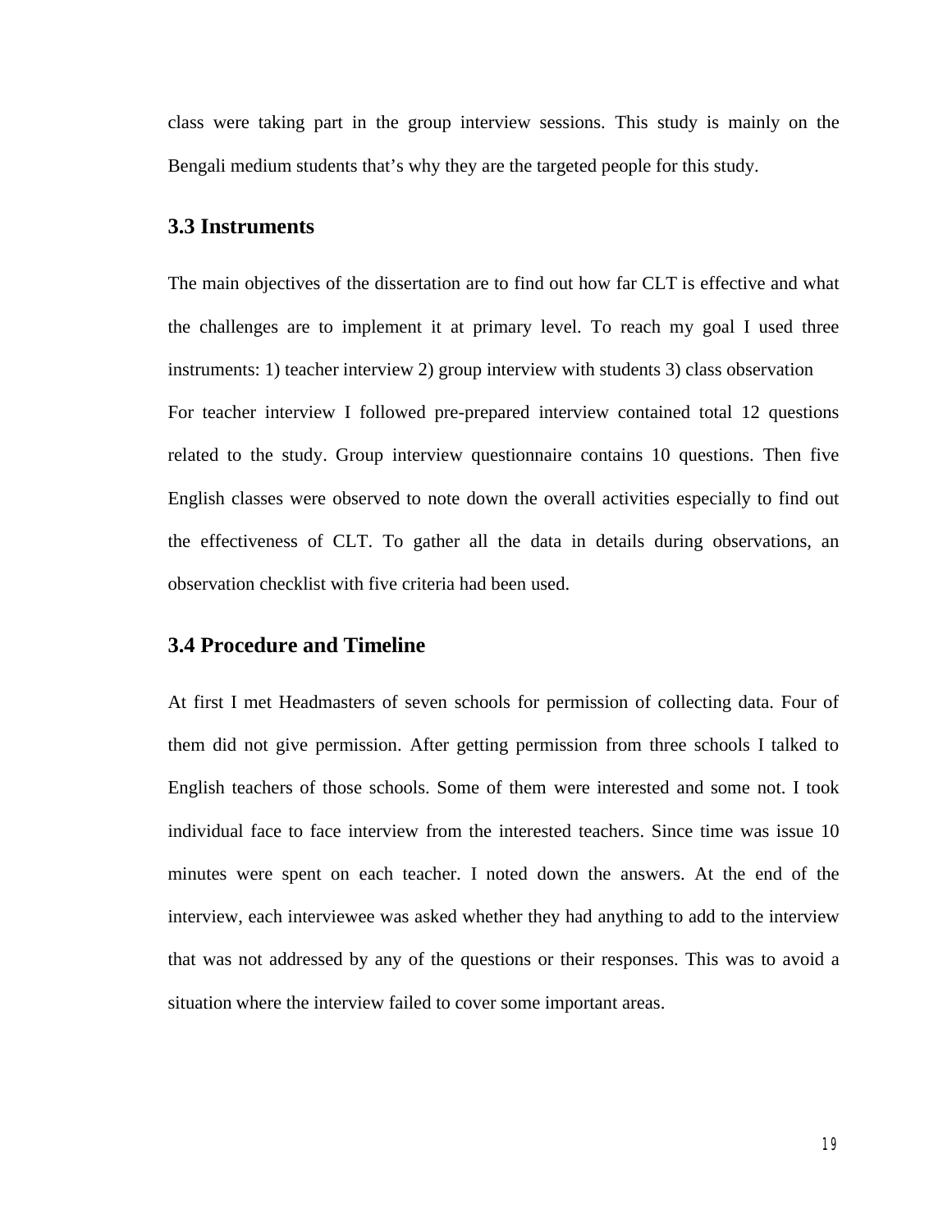class were taking part in the group interview sessions. This study is mainly on the Bengali medium students that's why they are the targeted people for this study.

### 3.3 Instruments

The main objectives of the dissertation are to find out how far CLT is effective and what the challenges are to implement it at primary level. To reach my goal I used three instruments: 1) teacher interview 2) group interview with students 3) class observation

For teacher interview I followed pre-prepared interview contained total 12 questions related to the study. Group interview questionnaire contains 10 questions. Then five English classes were observed to note down the overall activities especially to find out the effectiveness of CLT. To gather all the data in details during observations, an observation checklist with five criteria had been used.

### 3.4 Procedure and Timeline

At first I met Headmasters of seven schools for permission of collecting data. Four of them did not give permission. After getting permission from three schools I talked to English teachers of those schools. Some of them were interested and some not. I took individual face to face interview from the interested teachers. Since time was issue 10 minutes were spent on each teacher. I noted down the answers. At the end of the interview, each interviewee was asked whether they had anything to add to the interview that was not addressed by any of the questions or their responses. This was to avoid a situation where the interview failed to cover some important areas.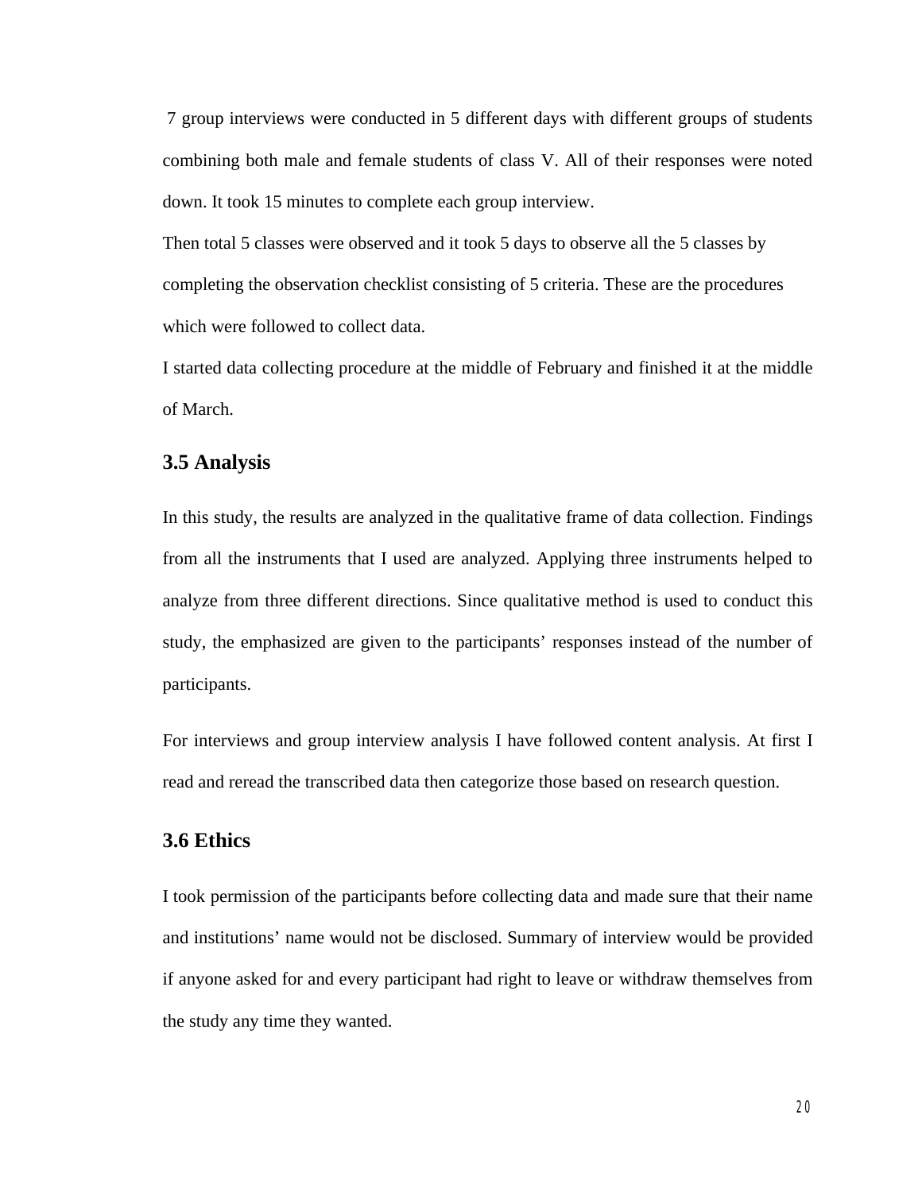7 group interviews were conducted in 5 different days with different groups of students combining both male and female students of class V. All of their responses were noted down. It took 15 minutes to complete each group interview.

Then total 5 classes were observed and it took 5 days to observe all the 5 classes by completing the observation checklist consisting of 5 criteria. These are the procedures which were followed to collect data.

I started data collecting procedure at the middle of February and finished it at the middle of March.

### 3.5 Analysis

In this study, the results are analyzed in the qualitative frame of data collection. Findings from all the instruments that I used are analyzed. Applying three instruments helped to analyze from three different directions. Since qualitative method is used to conduct this study, the emphasized are given to the participants' responses instead of the number of participants.

For interviews and group interview analysis I have followed content analysis. At first I read and reread the transcribed data then categorize those based on research question.

### 3.6 Ethics

I took permission of the participants before collecting data and made sure that their name and institutions' name would not be disclosed. Summary of interview would be provided if anyone asked for and every participant had right to leave or withdraw themselves from the study any time they wanted.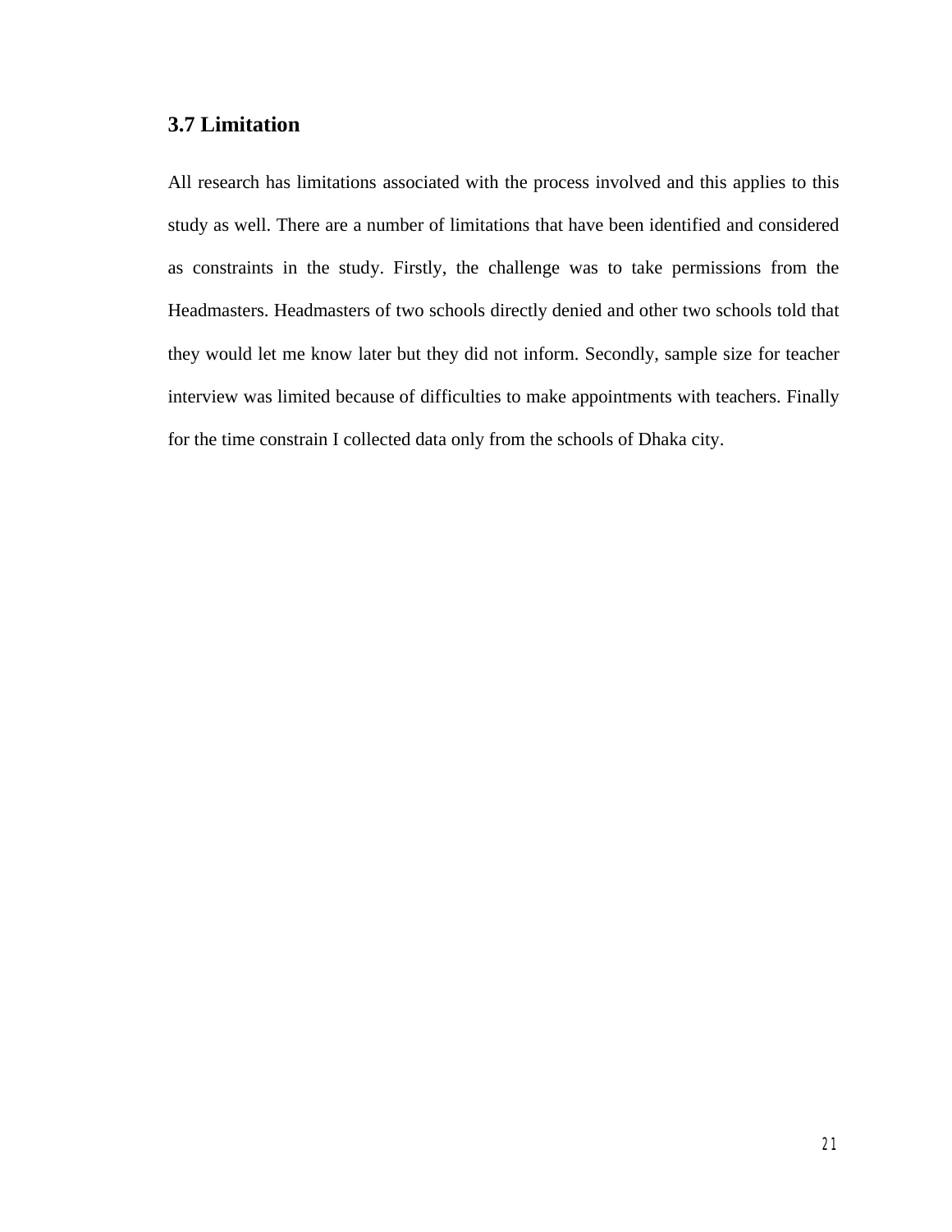## 3.7 Limitation

All research has limitations associated with the process involved and this applies to this study as well. There are a number of limitations that have been identified and considered as constraints in the study. Firstly, the challenge was to take permissions from the Headmasters. Headmasters of two schools directly denied and other two schools told that they would let me know later but they did not inform. Secondly, sample size for teacher interview was limited because of difficulties to make appointments with teachers. Finally for the time constrain I collected data only from the schools of Dhaka city.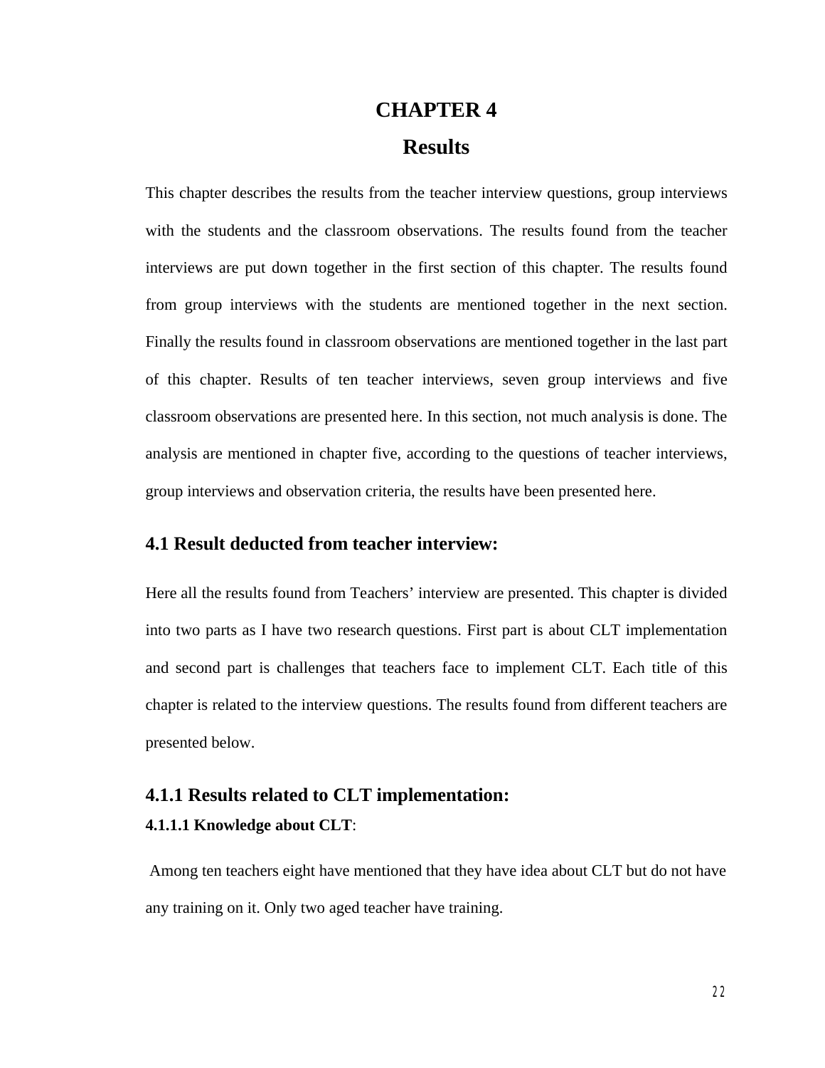# CHAPTER 4

# Results

This chapter describes the results from the teacher interview questions, group interviews with the students and the classroom observations. The results found from the teacher interviews are put down together in the first section of this chapter. The results found from group interviews with the students are mentioned together in the next section. Finally the results found in classroom observations are mentioned together in the last part of this chapter. Results of ten teacher interviews, seven group interviews and five classroom observations are presented here. In this section, not much analysis is done. The analysis are mentioned in chapter five, according to the questions of teacher interviews, group interviews and observation criteria, the results have been presented here.

## 4.1 Result deducted from teacher interview:

Here all the results found from Teachers' interview are presented. This chapter is divided into two parts as I have two research questions. First part is about CLT implementation and second part is challenges that teachers face to implement CLT. Each title of this chapter is related to the interview questions. The results found from different teachers are presented below.

### 4.1.1 Results related to CLT implementation:

#### 4.1.1.1 Knowledge about CLT:

Among ten teachers eight have mentioned that they have idea about CLT but do not have any training on it. Only two aged teacher have training.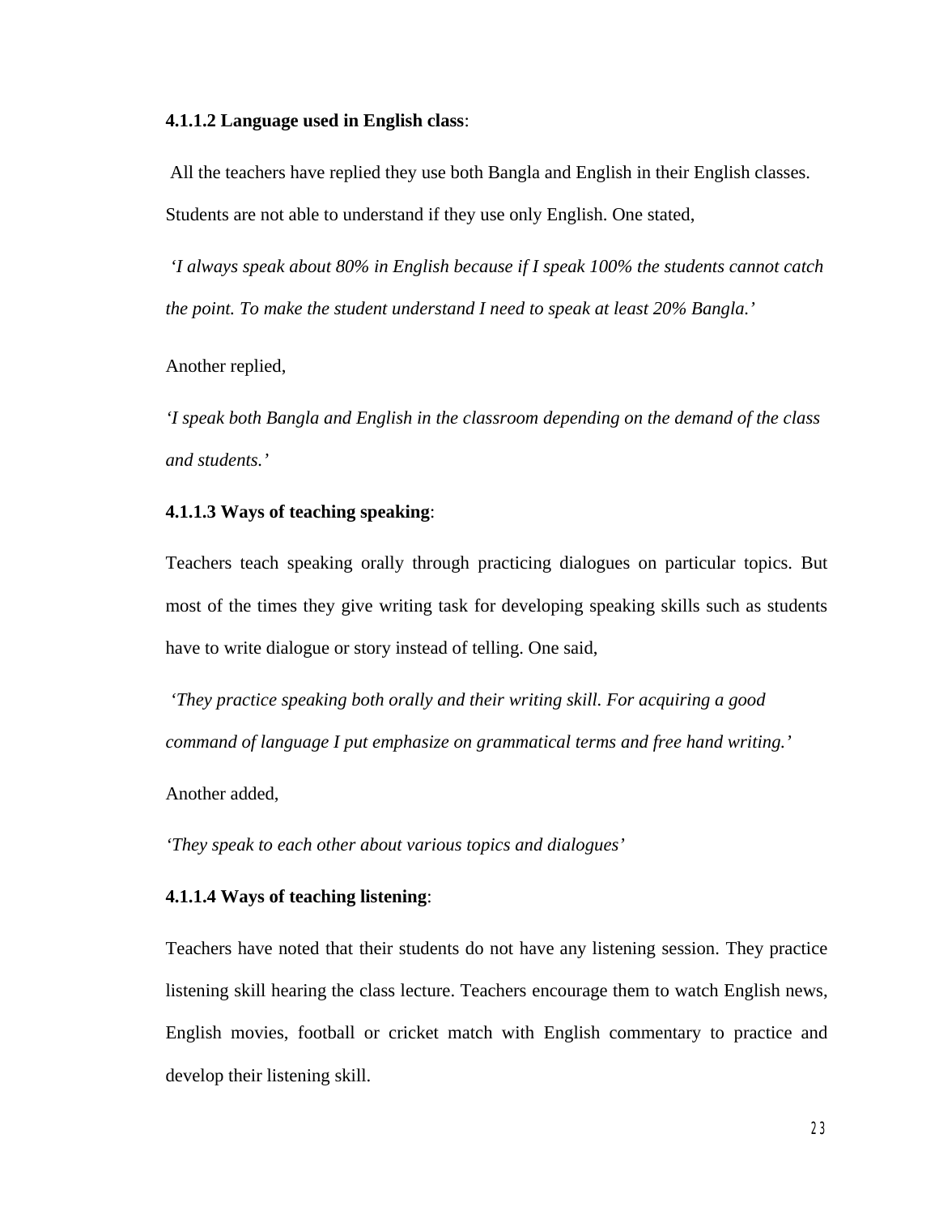**4.1.1.2 Language used in English class**:

All the teachers have replied they use both Bangla and English in their English classes. Students are not able to understand if they use only English. One stated,

*'I always speak about 80% in English because if I speak 100% the students cannot catch the point. To make the student understand I need to speak at least 20% Bangla.'*

Another replied,

*'I speak both Bangla and English in the classroom depending on the demand of the class and students.'*

**4.1.1.3 Ways of teaching speaking**:

Teachers teach speaking orally through practicing dialogues on particular topics. But most of the times they give writing task for developing speaking skills such as students have to write dialogue or story instead of telling. One said,

*'They practice speaking both orally and their writing skill. For acquiring a good command of language I put emphasize on grammatical terms and free hand writing.'*

Another added,

*'They speak to each other about various topics and dialogues'*

**4.1.1.4 Ways of teaching listening**:

Teachers have noted that their students do not have any listening session. They practice listening skill hearing the class lecture. Teachers encourage them to watch English news, English movies, football or cricket match with English commentary to practice and develop their listening skill.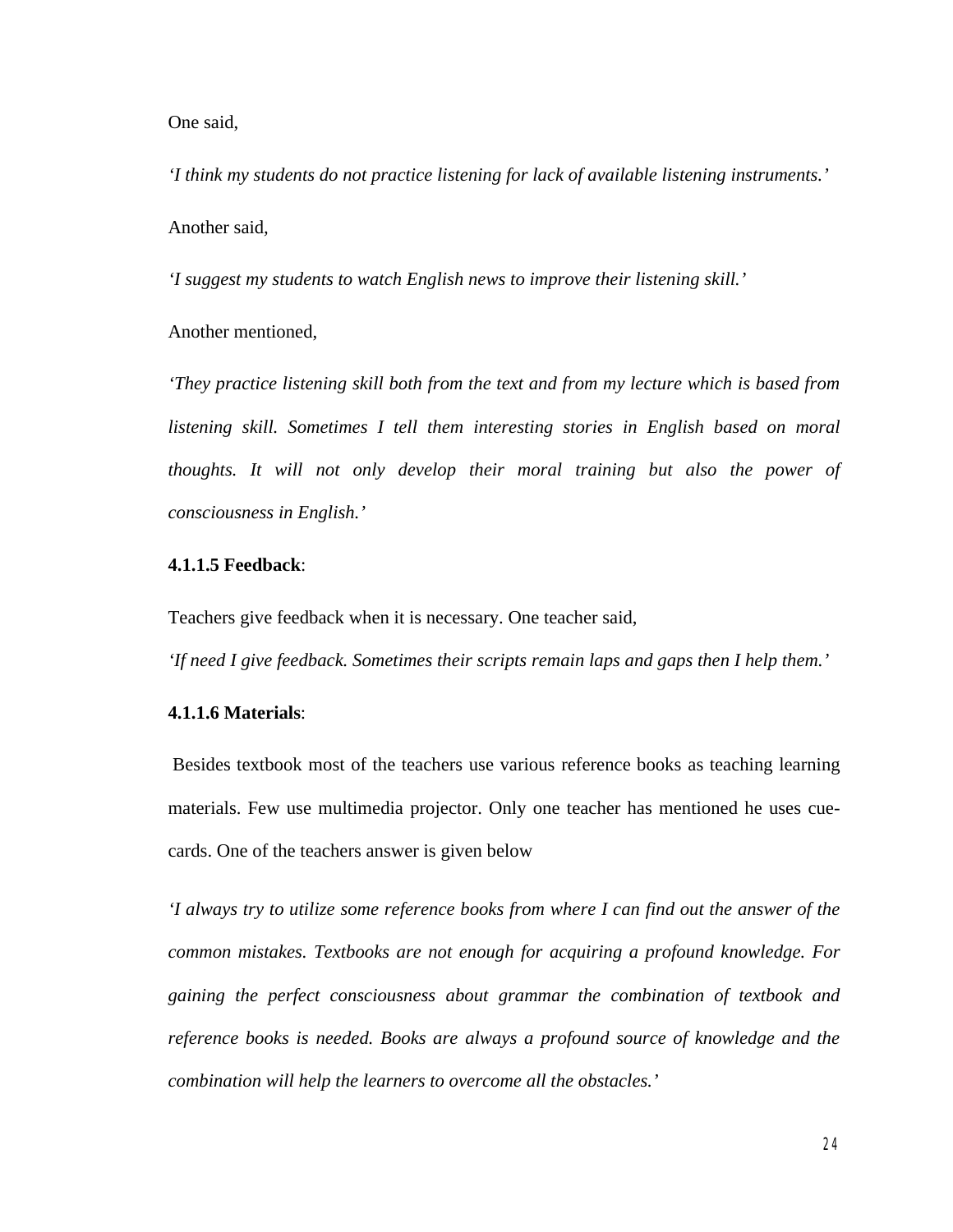One said,

*'I think my students do not practice listening for lack of available listening instruments.'*

Another said,

*'I suggest my students to watch English news to improve their listening skill.'*

Another mentioned,

*'They practice listening skill both from the text and from my lecture which is based from listening skill. Sometimes I tell them interesting stories in English based on moral thoughts. It will not only develop their moral training but also the power of consciousness in English.'*

#### **4.1.1.5 Feedback**:

Teachers give feedback when it is necessary. One teacher said,

*'If need I give feedback. Sometimes their scripts remain laps and gaps then I help them.'*

#### **4.1.1.6 Materials**:

Besides textbook most of the teachers use various reference books as teaching learning materials. Few use multimedia projector. Only one teacher has mentioned he uses cue-cards. One of the teachers answer is given below

*'I always try to utilize some reference books from where I can find out the answer of the common mistakes. Textbooks are not enough for acquiring a profound knowledge. For gaining the perfect consciousness about grammar the combination of textbook and reference books is needed. Books are always a profound source of knowledge and the combination will help the learners to overcome all the obstacles.'*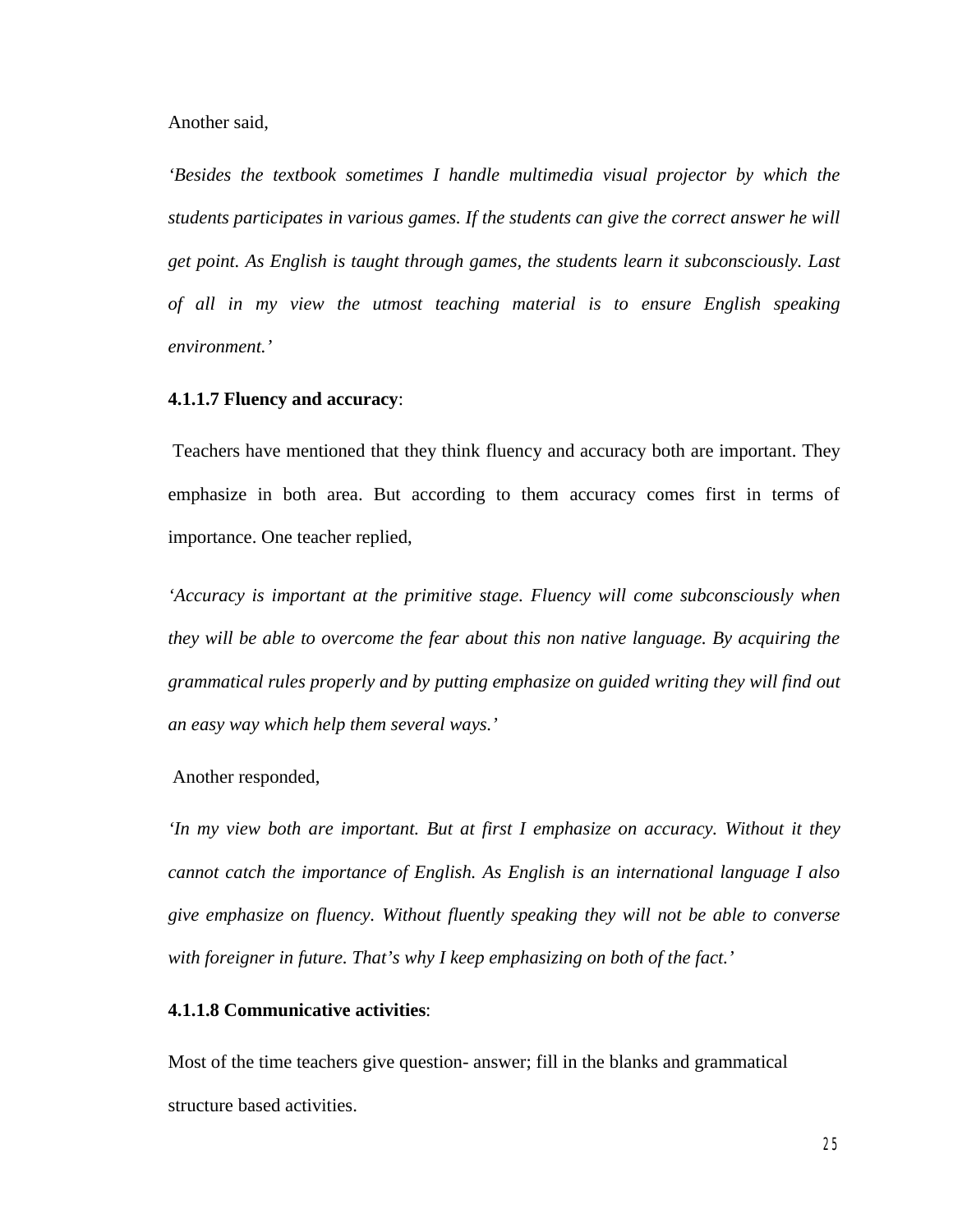Another said,

*'Besides the textbook sometimes I handle multimedia visual projector by which the students participates in various games. If the students can give the correct answer he will get point. As English is taught through games, the students learn it subconsciously. Last of all in my view the utmost teaching material is to ensure English speaking environment.'*

**4.1.1.7 Fluency and accuracy**:

Teachers have mentioned that they think fluency and accuracy both are important. They emphasize in both area. But according to them accuracy comes first in terms of importance. One teacher replied,

*'Accuracy is important at the primitive stage. Fluency will come subconsciously when they will be able to overcome the fear about this non native language. By acquiring the grammatical rules properly and by putting emphasize on guided writing they will find out an easy way which help them several ways.'*

Another responded,

*'In my view both are important. But at first I emphasize on accuracy. Without it they cannot catch the importance of English. As English is an international language I also give emphasize on fluency. Without fluently speaking they will not be able to converse with foreigner in future. That's why I keep emphasizing on both of the fact.'*

**4.1.1.8 Communicative activities**:

Most of the time teachers give question- answer; fill in the blanks and grammatical structure based activities.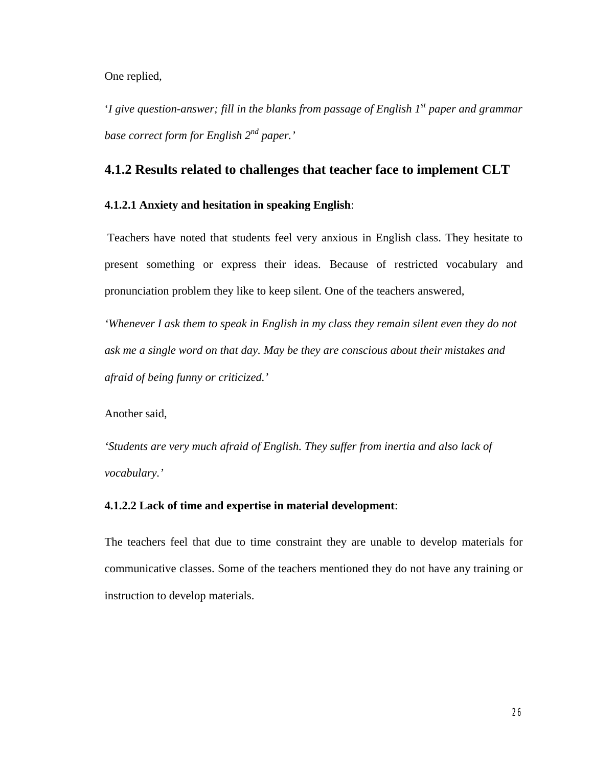One replied,

*'I give question-answer; fill in the blanks from passage of English 1st paper and grammar base correct form for English 2nd paper.'*

### 4.1.2 Results related to challenges that teacher face to implement CLT

#### 4.1.2.1 Anxiety and hesitation in speaking English:

Teachers have noted that students feel very anxious in English class. They hesitate to present something or express their ideas. Because of restricted vocabulary and pronunciation problem they like to keep silent. One of the teachers answered,

*'Whenever I ask them to speak in English in my class they remain silent even they do not ask me a single word on that day. May be they are conscious about their mistakes and afraid of being funny or criticized.'*

Another said,

*'Students are very much afraid of English. They suffer from inertia and also lack of vocabulary.'*

#### 4.1.2.2 Lack of time and expertise in material development:

The teachers feel that due to time constraint they are unable to develop materials for communicative classes. Some of the teachers mentioned they do not have any training or instruction to develop materials.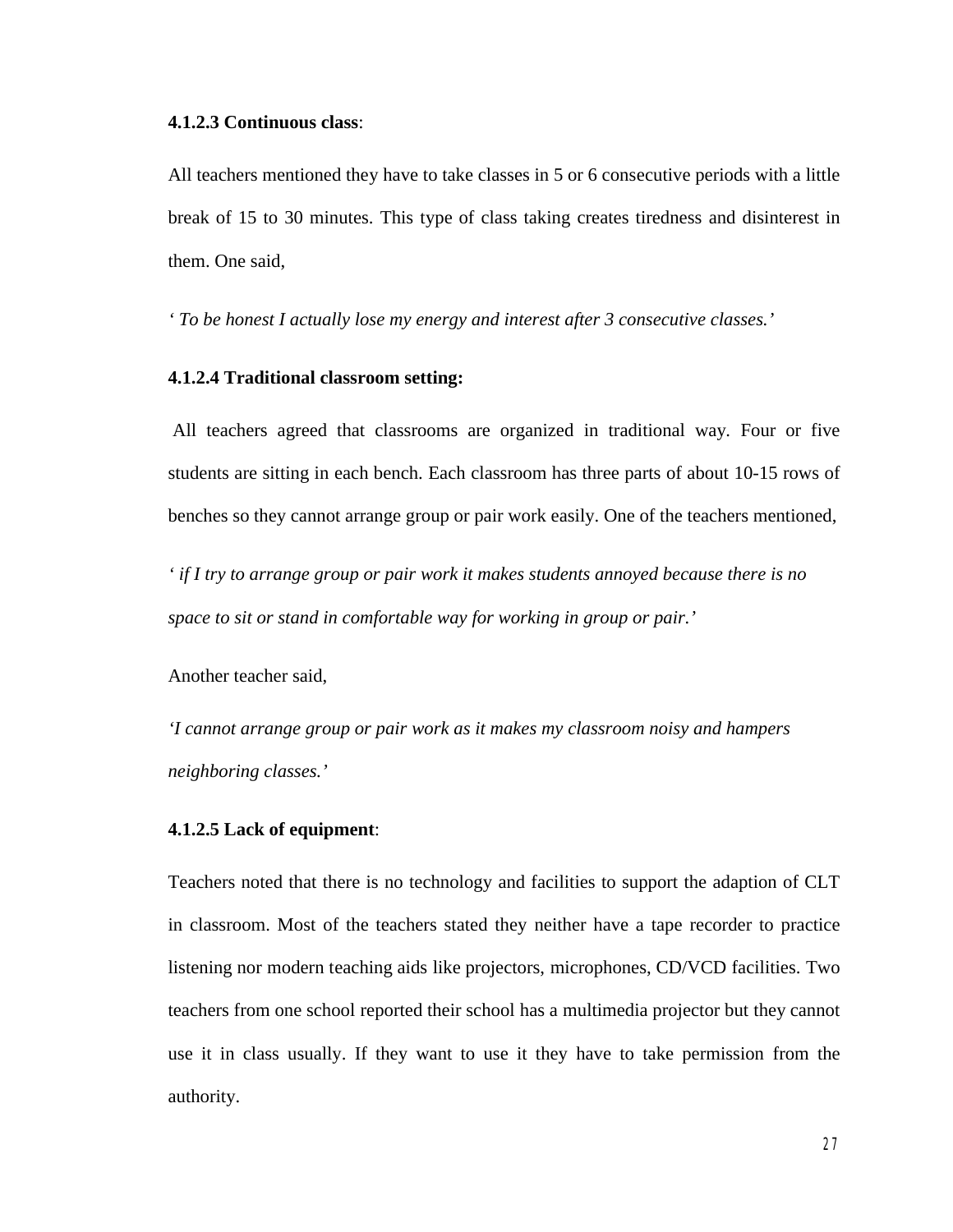#### 4.1.2.3 Continuous class:

All teachers mentioned they have to take classes in 5 or 6 consecutive periods with a little break of 15 to 30 minutes. This type of class taking creates tiredness and disinterest in them. One said,

*' To be honest I actually lose my energy and interest after 3 consecutive classes.'*

#### 4.1.2.4 Traditional classroom setting:

All teachers agreed that classrooms are organized in traditional way. Four or five students are sitting in each bench. Each classroom has three parts of about 10-15 rows of benches so they cannot arrange group or pair work easily. One of the teachers mentioned,

*' if I try to arrange group or pair work it makes students annoyed because there is no space to sit or stand in comfortable way for working in group or pair.'*

Another teacher said,

*'I cannot arrange group or pair work as it makes my classroom noisy and hampers neighboring classes.'*

#### 4.1.2.5 Lack of equipment:

Teachers noted that there is no technology and facilities to support the adaption of CLT in classroom. Most of the teachers stated they neither have a tape recorder to practice listening nor modern teaching aids like projectors, microphones, CD/VCD facilities. Two teachers from one school reported their school has a multimedia projector but they cannot use it in class usually. If they want to use it they have to take permission from the authority.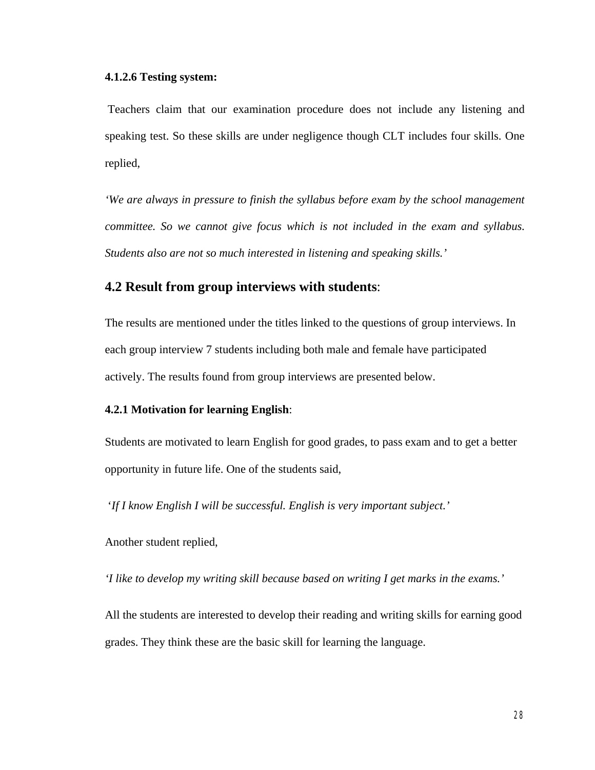#### 4.1.2.6 Testing system:

Teachers claim that our examination procedure does not include any listening and speaking test. So these skills are under negligence though CLT includes four skills. One replied,

*'We are always in pressure to finish the syllabus before exam by the school management committee. So we cannot give focus which is not included in the exam and syllabus. Students also are not so much interested in listening and speaking skills.'*

## 4.2 Result from group interviews with students:

The results are mentioned under the titles linked to the questions of group interviews. In each group interview 7 students including both male and female have participated actively. The results found from group interviews are presented below.

### 4.2.1 Motivation for learning English:

Students are motivated to learn English for good grades, to pass exam and to get a better opportunity in future life. One of the students said,

*'If I know English I will be successful. English is very important subject.'*

Another student replied,

*'I like to develop my writing skill because based on writing I get marks in the exams.'*

All the students are interested to develop their reading and writing skills for earning good grades. They think these are the basic skill for learning the language.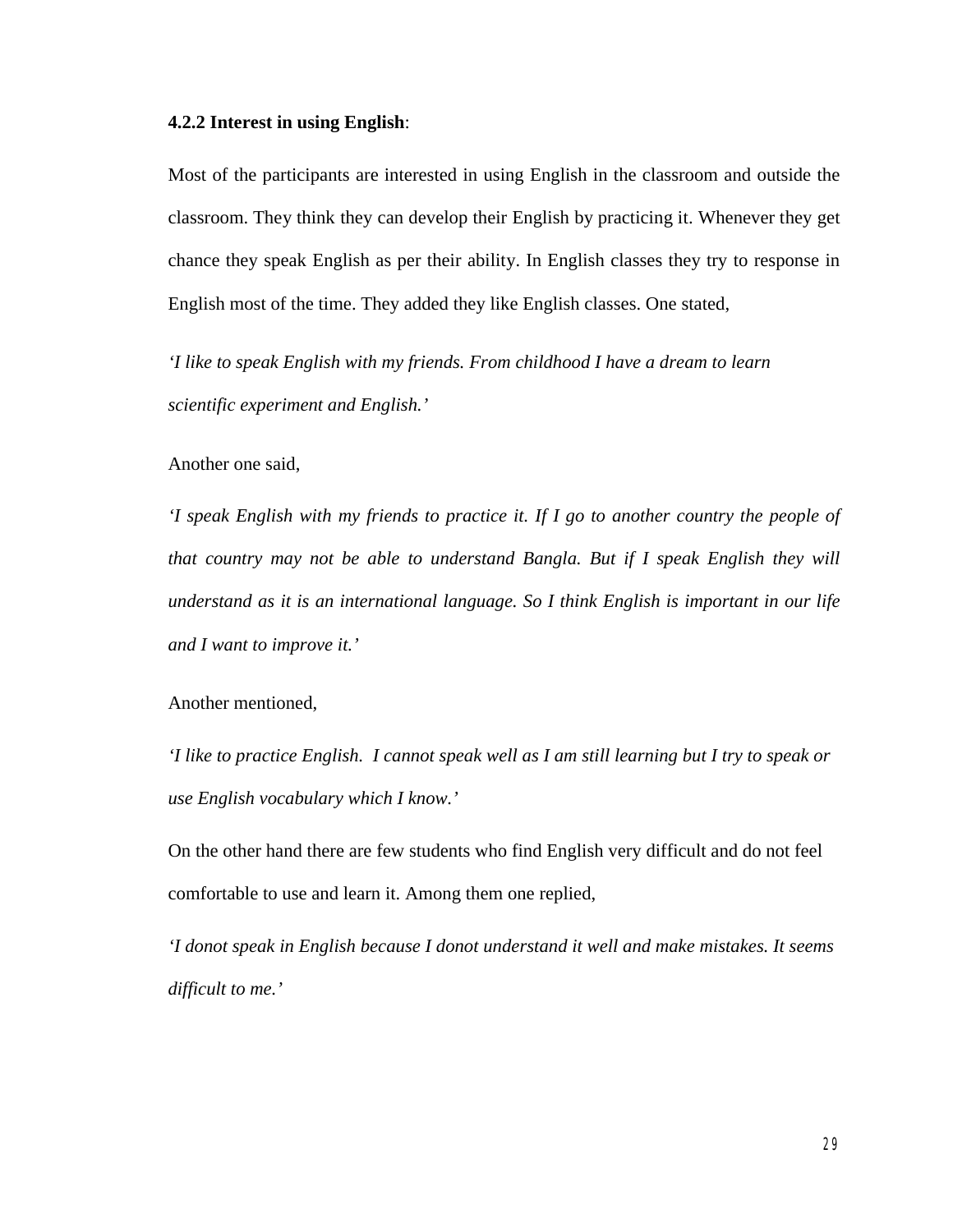#### **4.2.2 Interest in using English**:

Most of the participants are interested in using English in the classroom and outside the classroom. They think they can develop their English by practicing it. Whenever they get chance they speak English as per their ability. In English classes they try to response in English most of the time. They added they like English classes. One stated,

*'I like to speak English with my friends. From childhood I have a dream to learn scientific experiment and English.'*

Another one said,

*'I speak English with my friends to practice it. If I go to another country the people of that country may not be able to understand Bangla. But if I speak English they will understand as it is an international language. So I think English is important in our life and I want to improve it.'*

Another mentioned,

*'I like to practice English. I cannot speak well as I am still learning but I try to speak or use English vocabulary which I know.'*

On the other hand there are few students who find English very difficult and do not feel comfortable to use and learn it. Among them one replied,

*'I donot speak in English because I donot understand it well and make mistakes. It seems difficult to me.'*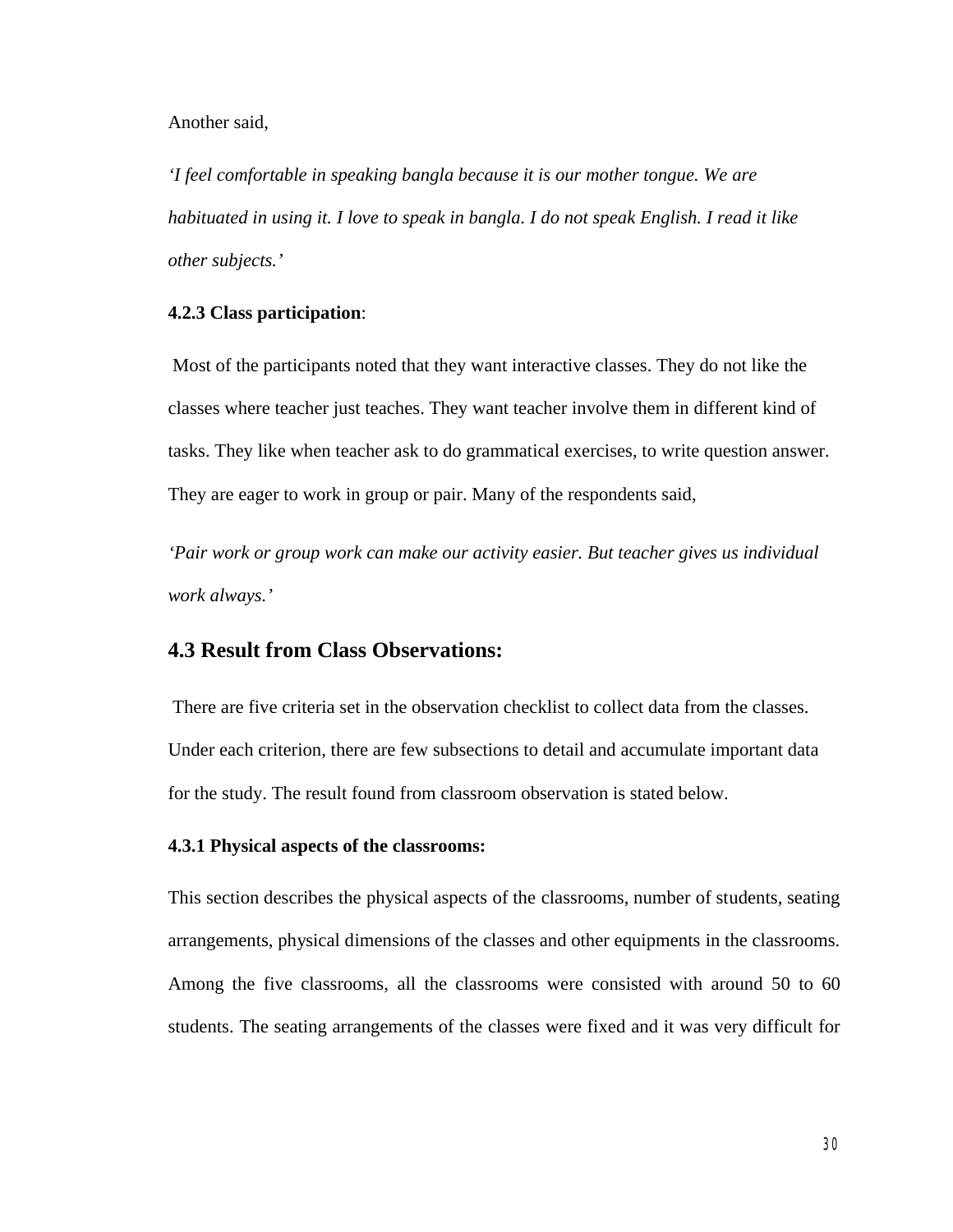Another said,

*'I feel comfortable in speaking bangla because it is our mother tongue. We are habituated in using it. I love to speak in bangla. I do not speak English. I read it like other subjects.'*

**4.2.3 Class participation**:

Most of the participants noted that they want interactive classes. They do not like the classes where teacher just teaches. They want teacher involve them in different kind of tasks. They like when teacher ask to do grammatical exercises, to write question answer. They are eager to work in group or pair. Many of the respondents said,

*'Pair work or group work can make our activity easier. But teacher gives us individual work always.'*

## 4.3 Result from Class Observations:

There are five criteria set in the observation checklist to collect data from the classes. Under each criterion, there are few subsections to detail and accumulate important data for the study. The result found from classroom observation is stated below.

**4.3.1 Physical aspects of the classrooms:**

This section describes the physical aspects of the classrooms, number of students, seating arrangements, physical dimensions of the classes and other equipments in the classrooms. Among the five classrooms, all the classrooms were consisted with around 50 to 60 students. The seating arrangements of the classes were fixed and it was very difficult for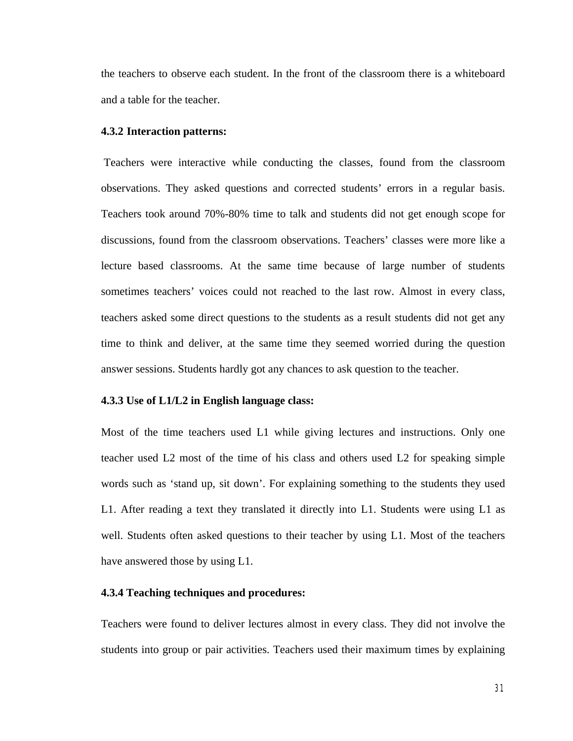the teachers to observe each student. In the front of the classroom there is a whiteboard and a table for the teacher.

### 4.3.2 Interaction patterns:

Teachers were interactive while conducting the classes, found from the classroom observations. They asked questions and corrected students' errors in a regular basis. Teachers took around 70%-80% time to talk and students did not get enough scope for discussions, found from the classroom observations. Teachers' classes were more like a lecture based classrooms. At the same time because of large number of students sometimes teachers' voices could not reached to the last row. Almost in every class, teachers asked some direct questions to the students as a result students did not get any time to think and deliver, at the same time they seemed worried during the question answer sessions. Students hardly got any chances to ask question to the teacher.

### 4.3.3 Use of L1/L2 in English language class:

Most of the time teachers used L1 while giving lectures and instructions. Only one teacher used L2 most of the time of his class and others used L2 for speaking simple words such as 'stand up, sit down'. For explaining something to the students they used L1. After reading a text they translated it directly into L1. Students were using L1 as well. Students often asked questions to their teacher by using L1. Most of the teachers have answered those by using L1.

### 4.3.4 Teaching techniques and procedures:

Teachers were found to deliver lectures almost in every class. They did not involve the students into group or pair activities. Teachers used their maximum times by explaining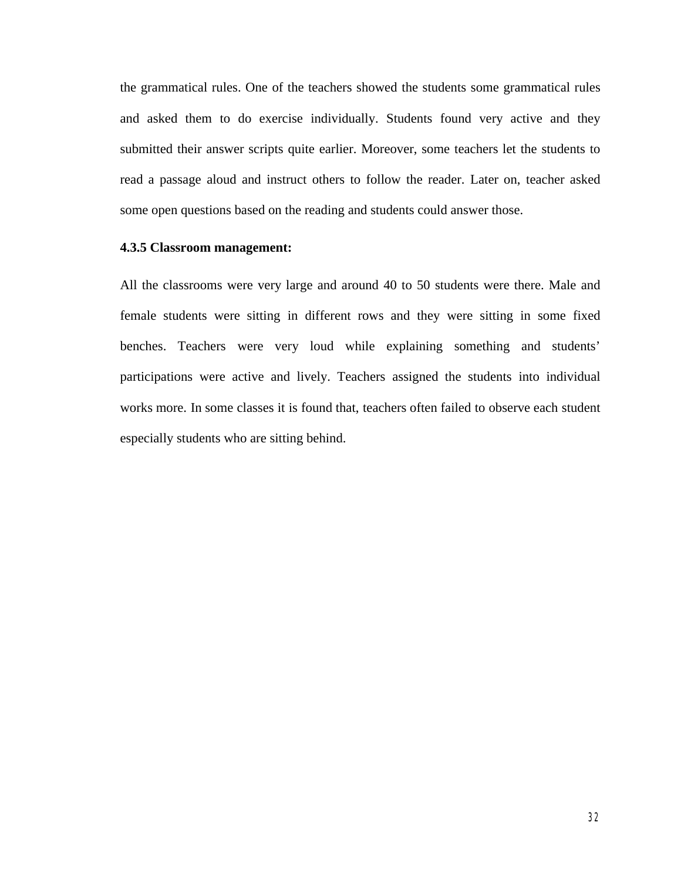the grammatical rules. One of the teachers showed the students some grammatical rules and asked them to do exercise individually. Students found very active and they submitted their answer scripts quite earlier. Moreover, some teachers let the students to read a passage aloud and instruct others to follow the reader. Later on, teacher asked some open questions based on the reading and students could answer those.

**4.3.5 Classroom management:**

All the classrooms were very large and around 40 to 50 students were there. Male and female students were sitting in different rows and they were sitting in some fixed benches. Teachers were very loud while explaining something and students' participations were active and lively. Teachers assigned the students into individual works more. In some classes it is found that, teachers often failed to observe each student especially students who are sitting behind.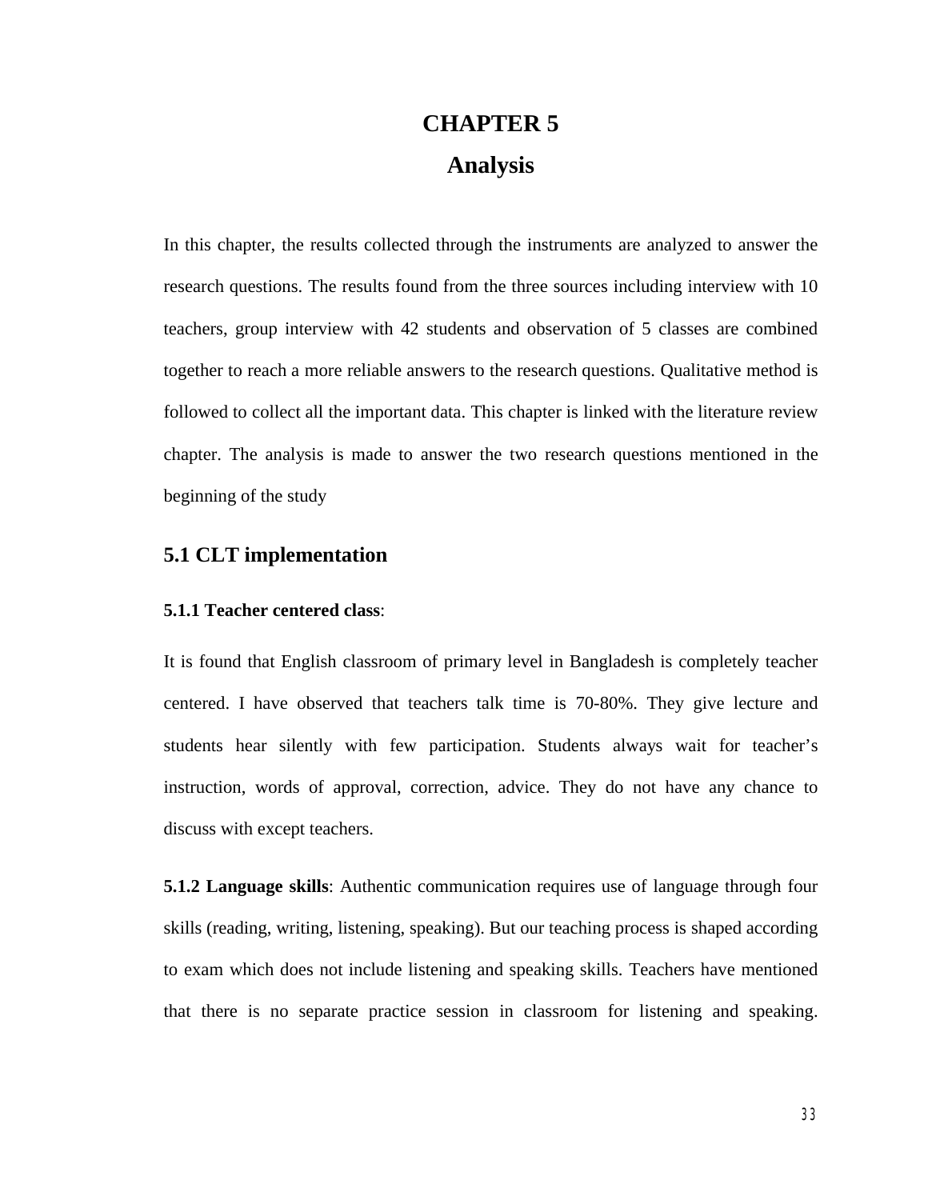# CHAPTER 5

# Analysis

In this chapter, the results collected through the instruments are analyzed to answer the research questions. The results found from the three sources including interview with 10 teachers, group interview with 42 students and observation of 5 classes are combined together to reach a more reliable answers to the research questions. Qualitative method is followed to collect all the important data. This chapter is linked with the literature review chapter. The analysis is made to answer the two research questions mentioned in the beginning of the study

## 5.1 CLT implementation

### 5.1.1 Teacher centered class:

It is found that English classroom of primary level in Bangladesh is completely teacher centered. I have observed that teachers talk time is 70-80%. They give lecture and students hear silently with few participation. Students always wait for teacher's instruction, words of approval, correction, advice. They do not have any chance to discuss with except teachers.

**5.1.2 Language skills**: Authentic communication requires use of language through four skills (reading, writing, listening, speaking). But our teaching process is shaped according to exam which does not include listening and speaking skills. Teachers have mentioned that there is no separate practice session in classroom for listening and speaking.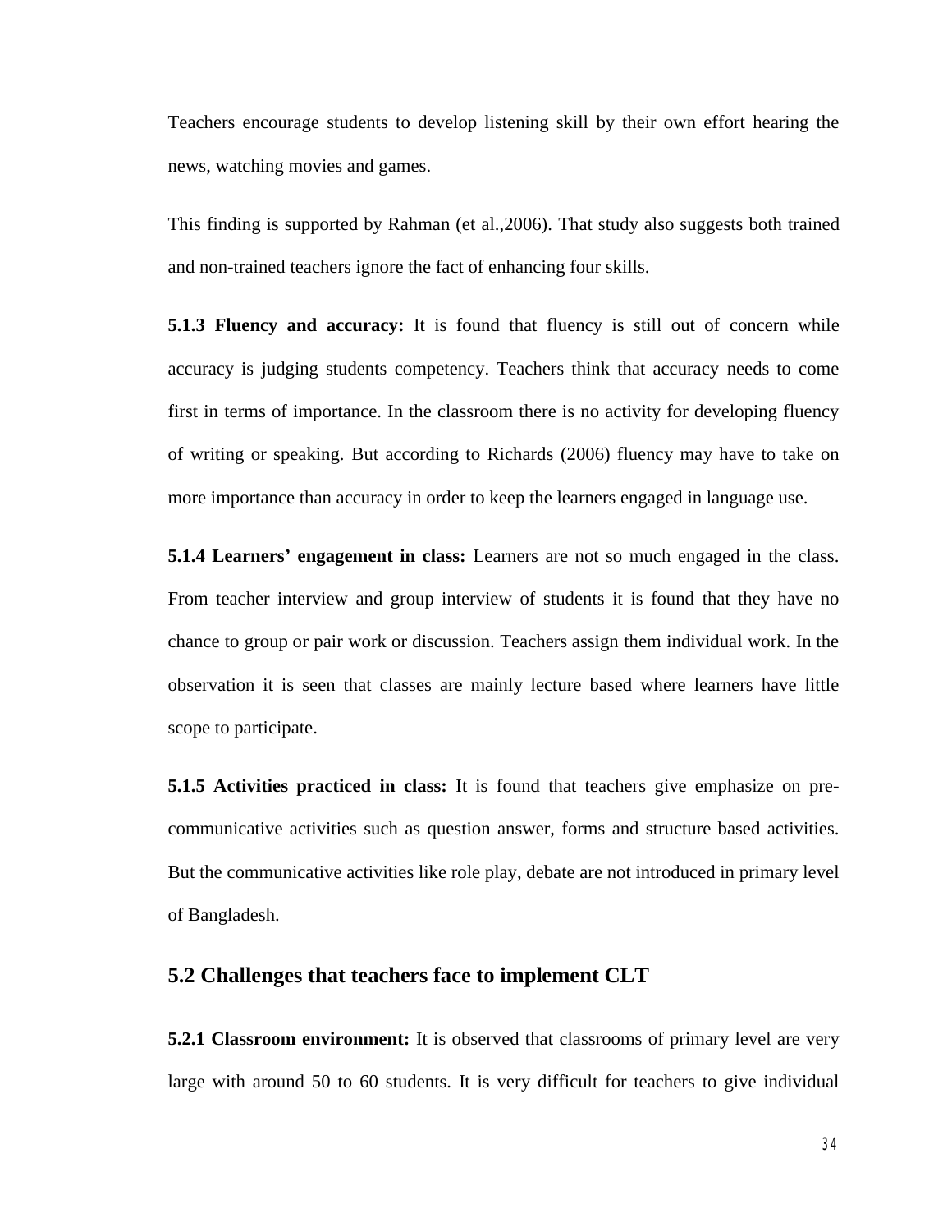Teachers encourage students to develop listening skill by their own effort hearing the news, watching movies and games.

This finding is supported by Rahman (et al.,2006). That study also suggests both trained and non-trained teachers ignore the fact of enhancing four skills.

**5.1.3 Fluency and accuracy:** It is found that fluency is still out of concern while accuracy is judging students competency. Teachers think that accuracy needs to come first in terms of importance. In the classroom there is no activity for developing fluency of writing or speaking. But according to Richards (2006) fluency may have to take on more importance than accuracy in order to keep the learners engaged in language use.

**5.1.4 Learners' engagement in class:** Learners are not so much engaged in the class. From teacher interview and group interview of students it is found that they have no chance to group or pair work or discussion. Teachers assign them individual work. In the observation it is seen that classes are mainly lecture based where learners have little scope to participate.

**5.1.5 Activities practiced in class:** It is found that teachers give emphasize on pre-communicative activities such as question answer, forms and structure based activities. But the communicative activities like role play, debate are not introduced in primary level of Bangladesh.

## 5.2 Challenges that teachers face to implement CLT

**5.2.1 Classroom environment:** It is observed that classrooms of primary level are very large with around 50 to 60 students. It is very difficult for teachers to give individual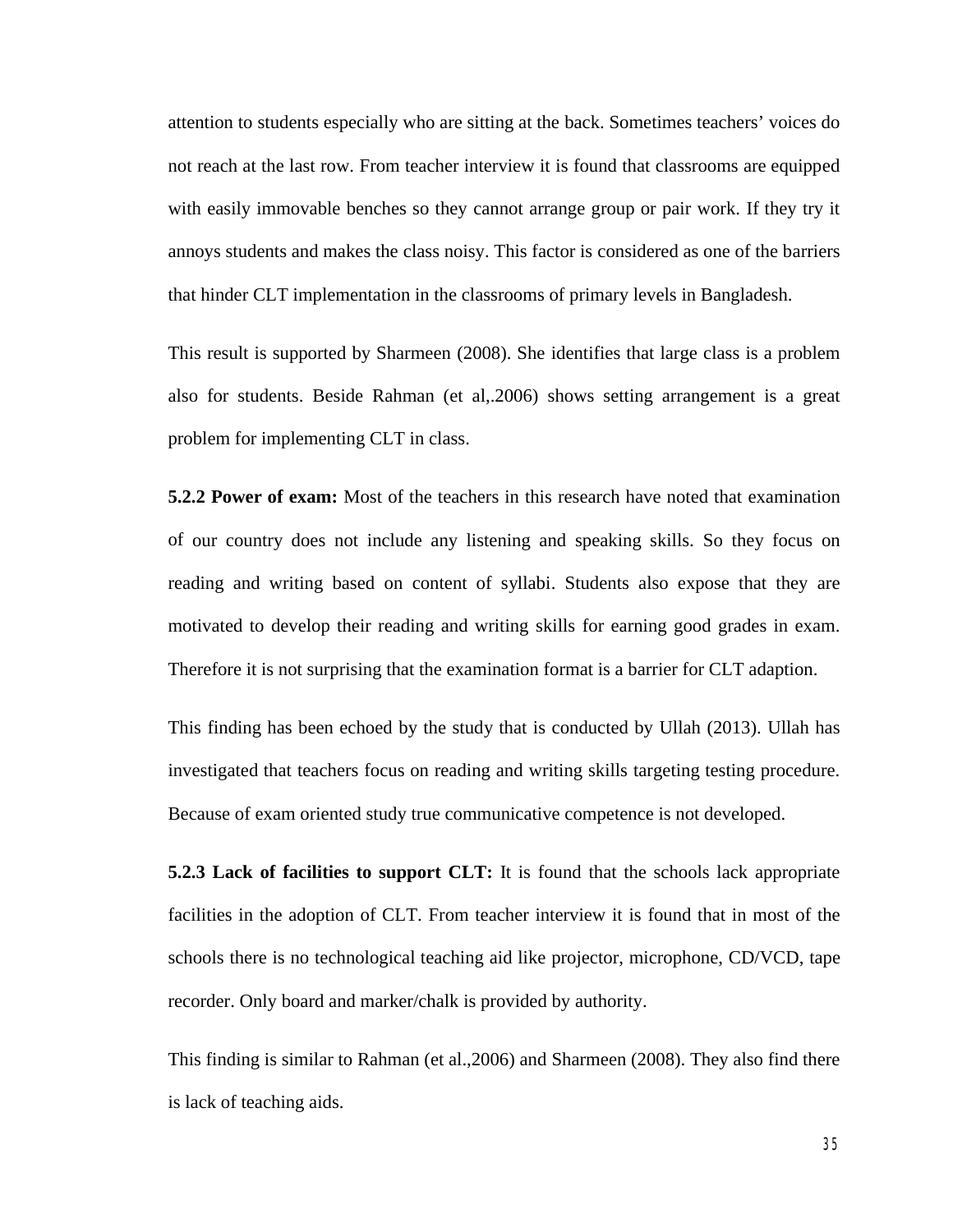attention to students especially who are sitting at the back. Sometimes teachers' voices do not reach at the last row. From teacher interview it is found that classrooms are equipped with easily immovable benches so they cannot arrange group or pair work. If they try it annoys students and makes the class noisy. This factor is considered as one of the barriers that hinder CLT implementation in the classrooms of primary levels in Bangladesh.

This result is supported by Sharmeen (2008). She identifies that large class is a problem also for students. Beside Rahman (et al,.2006) shows setting arrangement is a great problem for implementing CLT in class.

**5.2.2 Power of exam:** Most of the teachers in this research have noted that examination of our country does not include any listening and speaking skills. So they focus on reading and writing based on content of syllabi. Students also expose that they are motivated to develop their reading and writing skills for earning good grades in exam. Therefore it is not surprising that the examination format is a barrier for CLT adaption.

This finding has been echoed by the study that is conducted by Ullah (2013). Ullah has investigated that teachers focus on reading and writing skills targeting testing procedure. Because of exam oriented study true communicative competence is not developed.

**5.2.3 Lack of facilities to support CLT:** It is found that the schools lack appropriate facilities in the adoption of CLT. From teacher interview it is found that in most of the schools there is no technological teaching aid like projector, microphone, CD/VCD, tape recorder. Only board and marker/chalk is provided by authority.

This finding is similar to Rahman (et al.,2006) and Sharmeen (2008). They also find there is lack of teaching aids.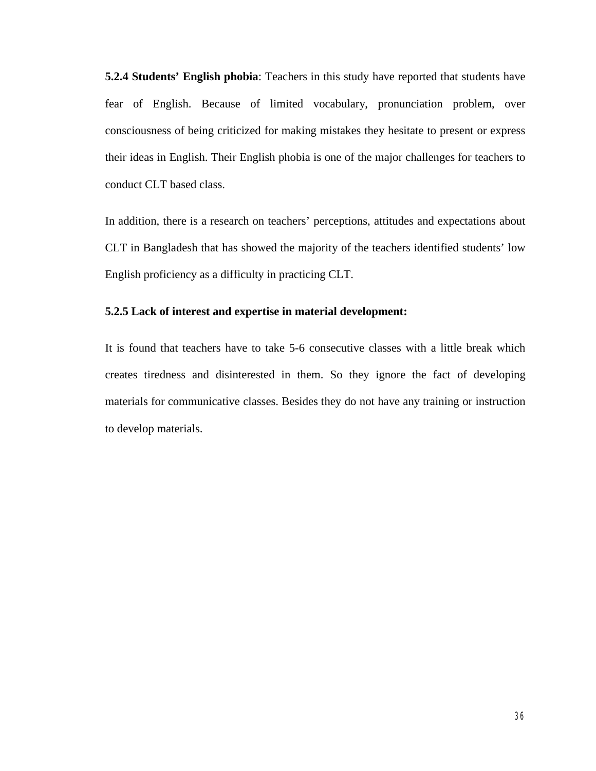**5.2.4 Students' English phobia**: Teachers in this study have reported that students have fear of English. Because of limited vocabulary, pronunciation problem, over consciousness of being criticized for making mistakes they hesitate to present or express their ideas in English. Their English phobia is one of the major challenges for teachers to conduct CLT based class.

In addition, there is a research on teachers' perceptions, attitudes and expectations about CLT in Bangladesh that has showed the majority of the teachers identified students' low English proficiency as a difficulty in practicing CLT.

**5.2.5 Lack of interest and expertise in material development:**

It is found that teachers have to take 5-6 consecutive classes with a little break which creates tiredness and disinterested in them. So they ignore the fact of developing materials for communicative classes. Besides they do not have any training or instruction to develop materials.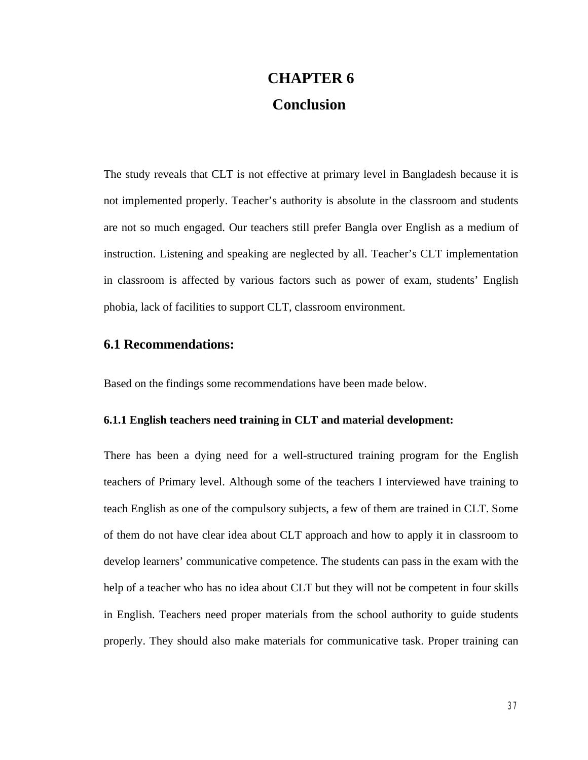# CHAPTER 6

# Conclusion

The study reveals that CLT is not effective at primary level in Bangladesh because it is not implemented properly. Teacher's authority is absolute in the classroom and students are not so much engaged. Our teachers still prefer Bangla over English as a medium of instruction. Listening and speaking are neglected by all. Teacher's CLT implementation in classroom is affected by various factors such as power of exam, students' English phobia, lack of facilities to support CLT, classroom environment.

## 6.1 Recommendations:

Based on the findings some recommendations have been made below.

### 6.1.1 English teachers need training in CLT and material development:

There has been a dying need for a well-structured training program for the English teachers of Primary level. Although some of the teachers I interviewed have training to teach English as one of the compulsory subjects, a few of them are trained in CLT. Some of them do not have clear idea about CLT approach and how to apply it in classroom to develop learners' communicative competence. The students can pass in the exam with the help of a teacher who has no idea about CLT but they will not be competent in four skills in English. Teachers need proper materials from the school authority to guide students properly. They should also make materials for communicative task. Proper training can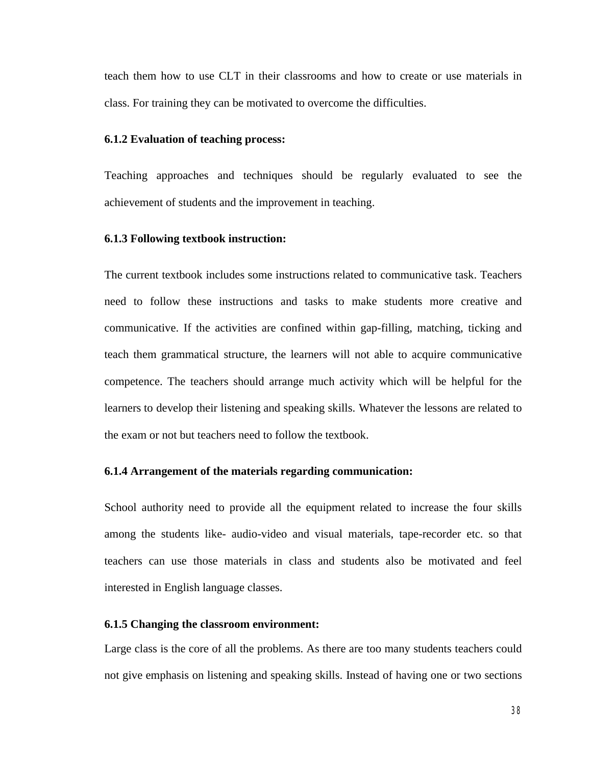teach them how to use CLT in their classrooms and how to create or use materials in class. For training they can be motivated to overcome the difficulties.

### 6.1.2 Evaluation of teaching process:

Teaching approaches and techniques should be regularly evaluated to see the achievement of students and the improvement in teaching.

### 6.1.3 Following textbook instruction:

The current textbook includes some instructions related to communicative task. Teachers need to follow these instructions and tasks to make students more creative and communicative. If the activities are confined within gap-filling, matching, ticking and teach them grammatical structure, the learners will not able to acquire communicative competence. The teachers should arrange much activity which will be helpful for the learners to develop their listening and speaking skills. Whatever the lessons are related to the exam or not but teachers need to follow the textbook.

### 6.1.4 Arrangement of the materials regarding communication:

School authority need to provide all the equipment related to increase the four skills among the students like- audio-video and visual materials, tape-recorder etc. so that teachers can use those materials in class and students also be motivated and feel interested in English language classes.

### 6.1.5 Changing the classroom environment:

Large class is the core of all the problems. As there are too many students teachers could not give emphasis on listening and speaking skills. Instead of having one or two sections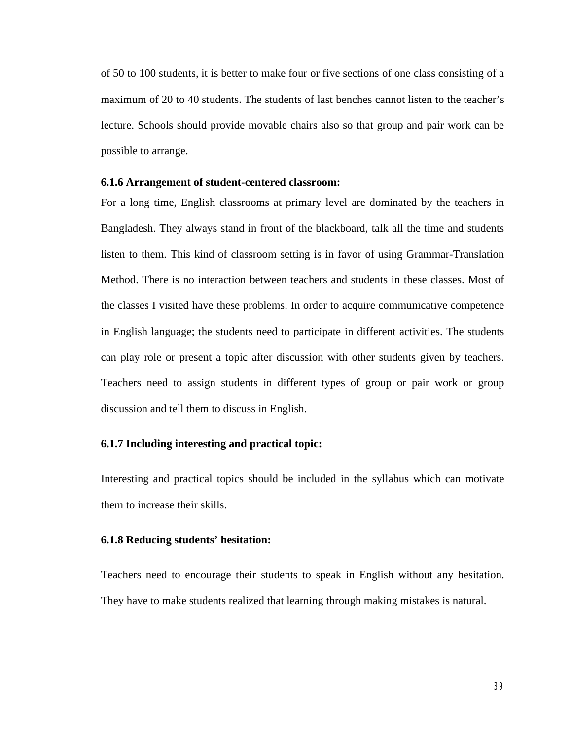of 50 to 100 students, it is better to make four or five sections of one class consisting of a maximum of 20 to 40 students. The students of last benches cannot listen to the teacher's lecture. Schools should provide movable chairs also so that group and pair work can be possible to arrange.

### 6.1.6 Arrangement of student-centered classroom:

For a long time, English classrooms at primary level are dominated by the teachers in Bangladesh. They always stand in front of the blackboard, talk all the time and students listen to them. This kind of classroom setting is in favor of using Grammar-Translation Method. There is no interaction between teachers and students in these classes. Most of the classes I visited have these problems. In order to acquire communicative competence in English language; the students need to participate in different activities. The students can play role or present a topic after discussion with other students given by teachers. Teachers need to assign students in different types of group or pair work or group discussion and tell them to discuss in English.

### 6.1.7 Including interesting and practical topic:

Interesting and practical topics should be included in the syllabus which can motivate them to increase their skills.

### 6.1.8 Reducing students' hesitation:

Teachers need to encourage their students to speak in English without any hesitation. They have to make students realized that learning through making mistakes is natural.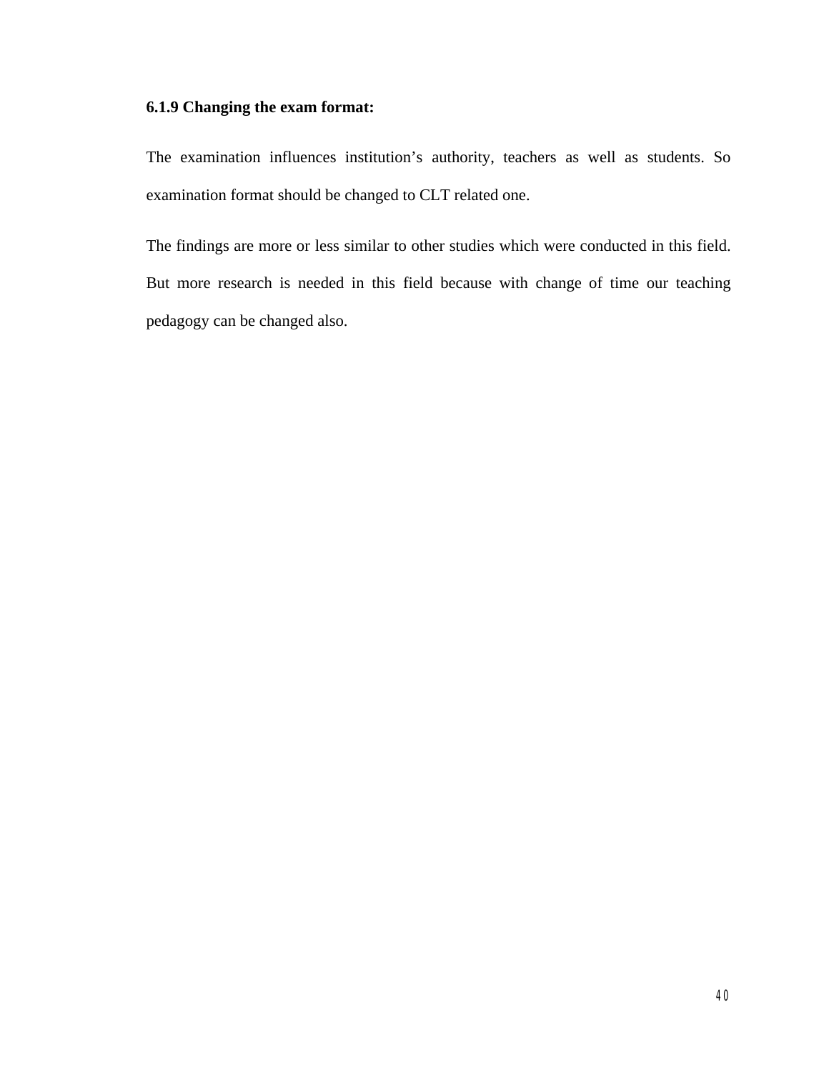### 6.1.9 Changing the exam format:

The examination influences institution's authority, teachers as well as students. So examination format should be changed to CLT related one.

The findings are more or less similar to other studies which were conducted in this field. But more research is needed in this field because with change of time our teaching pedagogy can be changed also.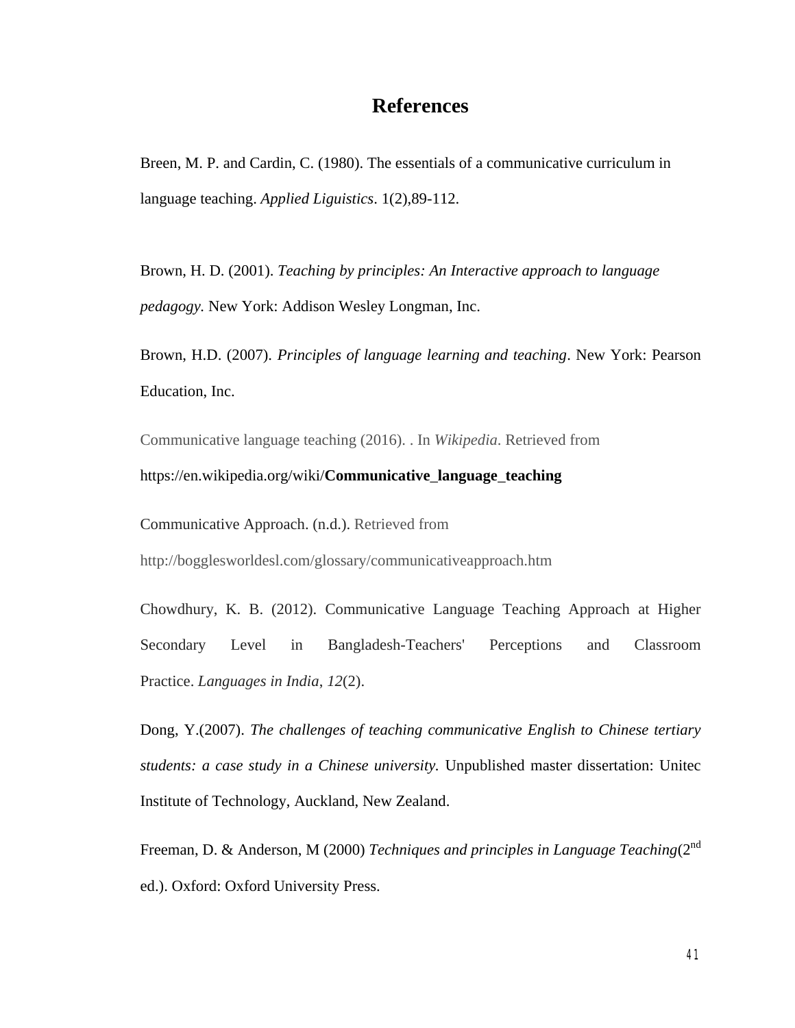# References

Breen, M. P. and Cardin, C. (1980). The essentials of a communicative curriculum in language teaching. *Applied Liguistics*. 1(2),89-112.

Brown, H. D. (2001). *Teaching by principles: An Interactive approach to language pedagogy.* New York: Addison Wesley Longman, Inc.

Brown, H.D. (2007). *Principles of language learning and teaching*. New York: Pearson Education, Inc.

Communicative language teaching (2016). . In *Wikipedia*. Retrieved from https://en.wikipedia.org/wiki/**Communicative_language_teaching**

Communicative Approach. (n.d.). Retrieved from http://bogglesworldesl.com/glossary/communicativeapproach.htm

Chowdhury, K. B. (2012). Communicative Language Teaching Approach at Higher Secondary Level in Bangladesh-Teachers' Perceptions and Classroom Practice. *Languages in India*, *12*(2).

Dong, Y.(2007). *The challenges of teaching communicative English to Chinese tertiary students: a case study in a Chinese university.* Unpublished master dissertation: Unitec Institute of Technology, Auckland, New Zealand.

Freeman, D. & Anderson, M (2000) *Techniques and principles in Language Teaching*(2nd ed.). Oxford: Oxford University Press.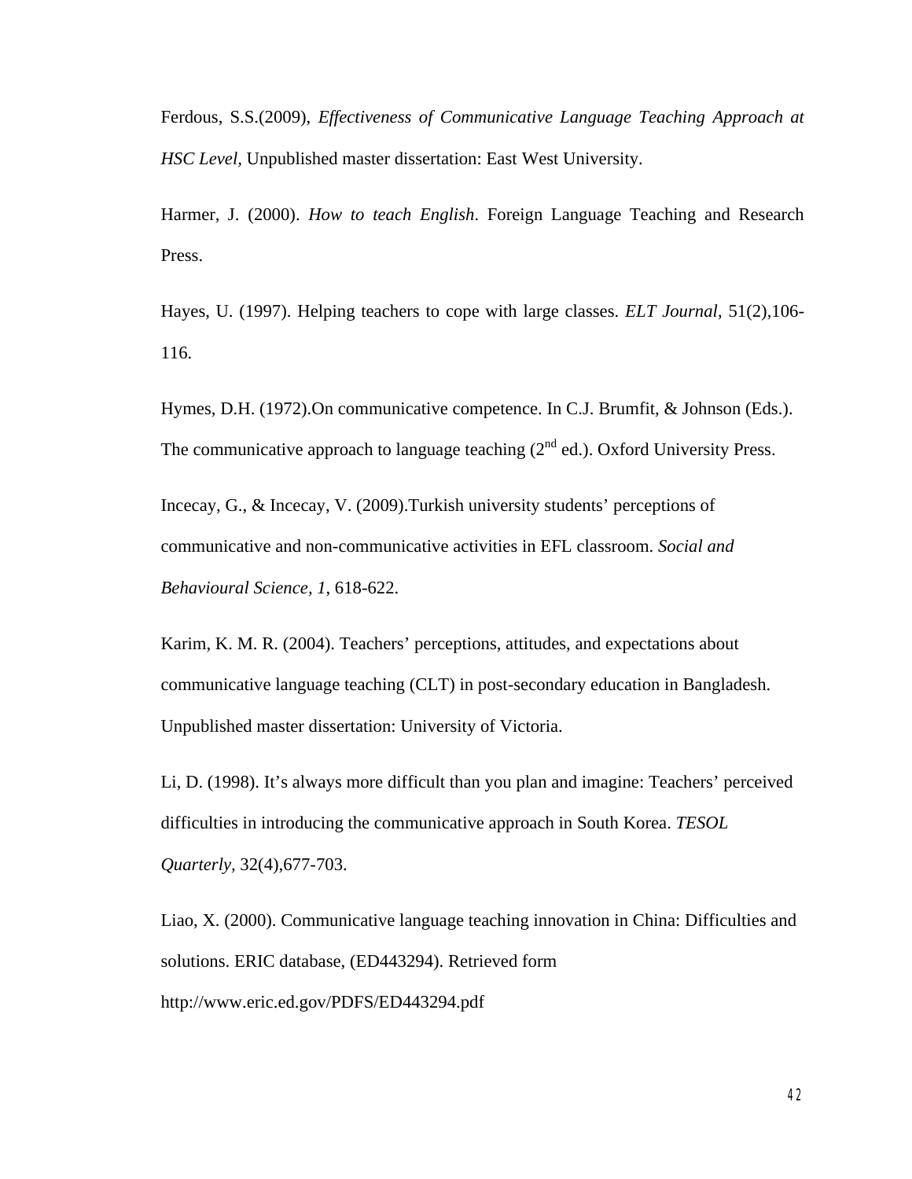Ferdous, S.S.(2009), *Effectiveness of Communicative Language Teaching Approach at HSC Level,* Unpublished master dissertation: East West University.

Harmer, J. (2000). *How to teach English*. Foreign Language Teaching and Research Press.

Hayes, U. (1997). Helping teachers to cope with large classes. *ELT Journal*, 51(2),106-116.

Hymes, D.H. (1972).On communicative competence. In C.J. Brumfit, & Johnson (Eds.). The communicative approach to language teaching (2nd ed.). Oxford University Press.

Incecay, G., & Incecay, V. (2009).Turkish university students' perceptions of communicative and non-communicative activities in EFL classroom. *Social and Behavioural Science, 1*, 618-622.

Karim, K. M. R. (2004). Teachers' perceptions, attitudes, and expectations about communicative language teaching (CLT) in post-secondary education in Bangladesh. Unpublished master dissertation: University of Victoria.

Li, D. (1998). It's always more difficult than you plan and imagine: Teachers' perceived difficulties in introducing the communicative approach in South Korea. *TESOL Quarterly,* 32(4),677-703.

Liao, X. (2000). Communicative language teaching innovation in China: Difficulties and solutions. ERIC database, (ED443294). Retrieved form http://www.eric.ed.gov/PDFS/ED443294.pdf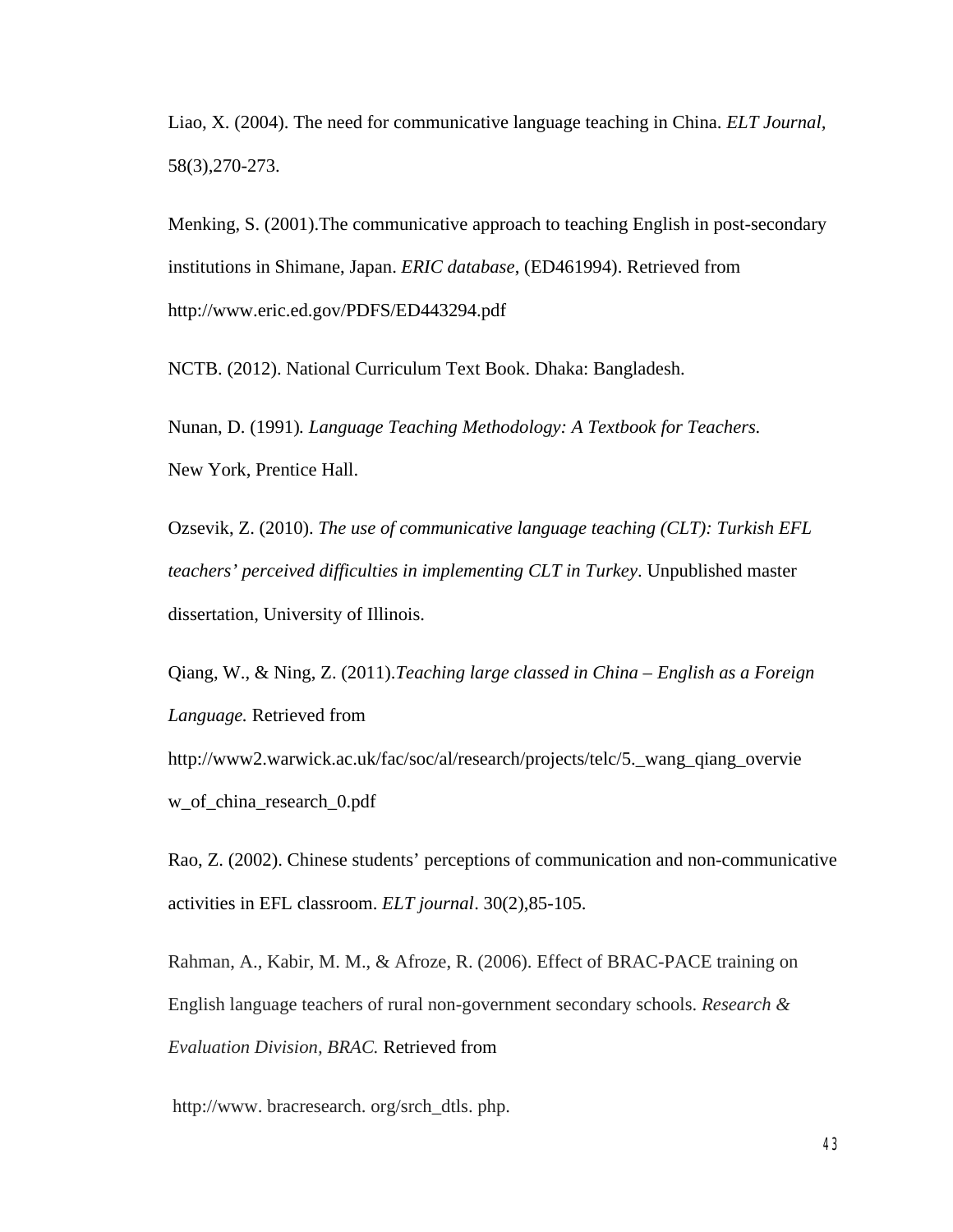Liao, X. (2004). The need for communicative language teaching in China. *ELT Journal,* 58(3),270-273.

Menking, S. (2001).The communicative approach to teaching English in post-secondary institutions in Shimane, Japan. *ERIC database*, (ED461994). Retrieved from http://www.eric.ed.gov/PDFS/ED443294.pdf

NCTB. (2012). National Curriculum Text Book. Dhaka: Bangladesh.

Nunan, D. (1991)*. Language Teaching Methodology: A Textbook for Teachers.* New York, Prentice Hall.

Ozsevik, Z. (2010). *The use of communicative language teaching (CLT): Turkish EFL teachers' perceived difficulties in implementing CLT in Turkey*. Unpublished master dissertation, University of Illinois.

Qiang, W., & Ning, Z. (2011).*Teaching large classed in China – English as a Foreign Language.* Retrieved from http://www2.warwick.ac.uk/fac/soc/al/research/projects/telc/5._wang_qiang_overview_of_china_research_0.pdf

Rao, Z. (2002). Chinese students' perceptions of communication and non-communicative activities in EFL classroom. *ELT journal*. 30(2),85-105.

Rahman, A., Kabir, M. M., & Afroze, R. (2006). Effect of BRAC-PACE training on English language teachers of rural non-government secondary schools. *Research & Evaluation Division, BRAC.* Retrieved from

http://www. bracresearch. org/srch_dtls. php.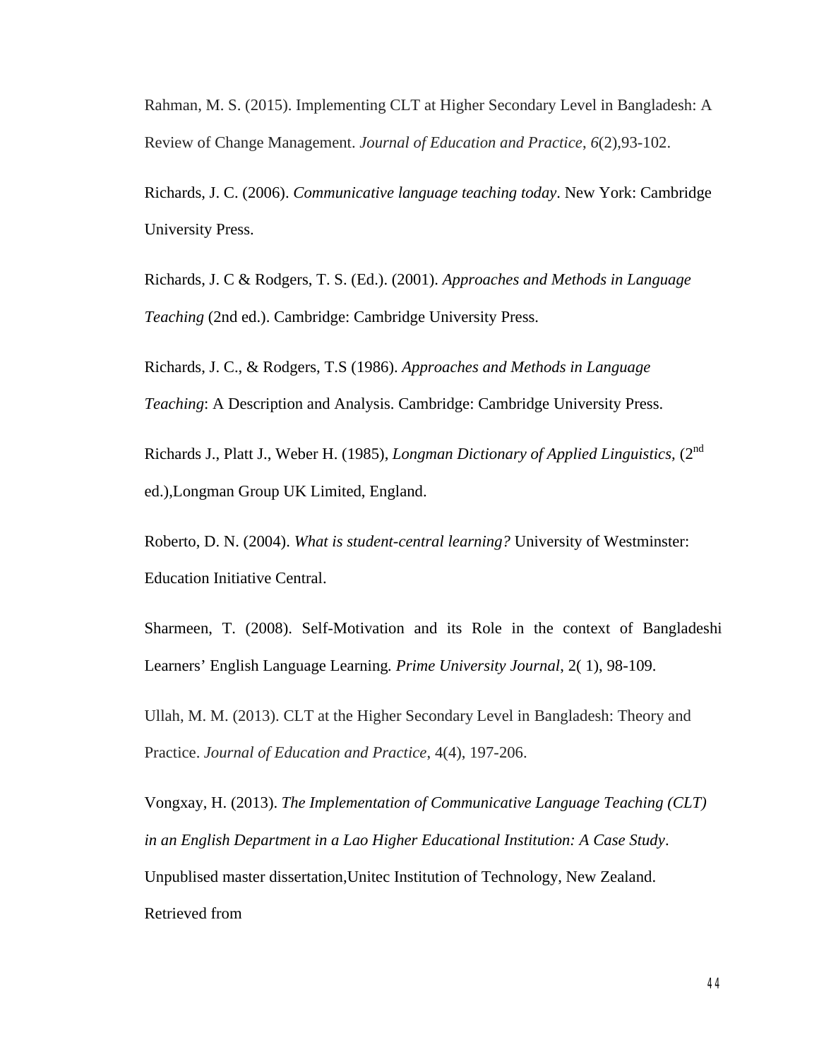Rahman, M. S. (2015). Implementing CLT at Higher Secondary Level in Bangladesh: A Review of Change Management. *Journal of Education and Practice*, *6*(2),93-102.

Richards, J. C. (2006). *Communicative language teaching today*. New York: Cambridge University Press.

Richards, J. C & Rodgers, T. S. (Ed.). (2001). *Approaches and Methods in Language Teaching* (2nd ed.). Cambridge: Cambridge University Press.

Richards, J. C., & Rodgers, T.S (1986). *Approaches and Methods in Language Teaching*: A Description and Analysis. Cambridge: Cambridge University Press.

Richards J., Platt J., Weber H. (1985), *Longman Dictionary of Applied Linguistics,* (2nd ed.),Longman Group UK Limited, England.

Roberto, D. N. (2004). *What is student-central learning?* University of Westminster: Education Initiative Central.

Sharmeen, T. (2008). Self-Motivation and its Role in the context of Bangladeshi Learners' English Language Learning*. Prime University Journal*, 2( 1), 98-109.

Ullah, M. M. (2013). CLT at the Higher Secondary Level in Bangladesh: Theory and Practice. *Journal of Education and Practice*, 4(4), 197-206.

Vongxay, H. (2013). *The Implementation of Communicative Language Teaching (CLT) in an English Department in a Lao Higher Educational Institution: A Case Study*. Unpublised master dissertation,Unitec Institution of Technology, New Zealand. Retrieved from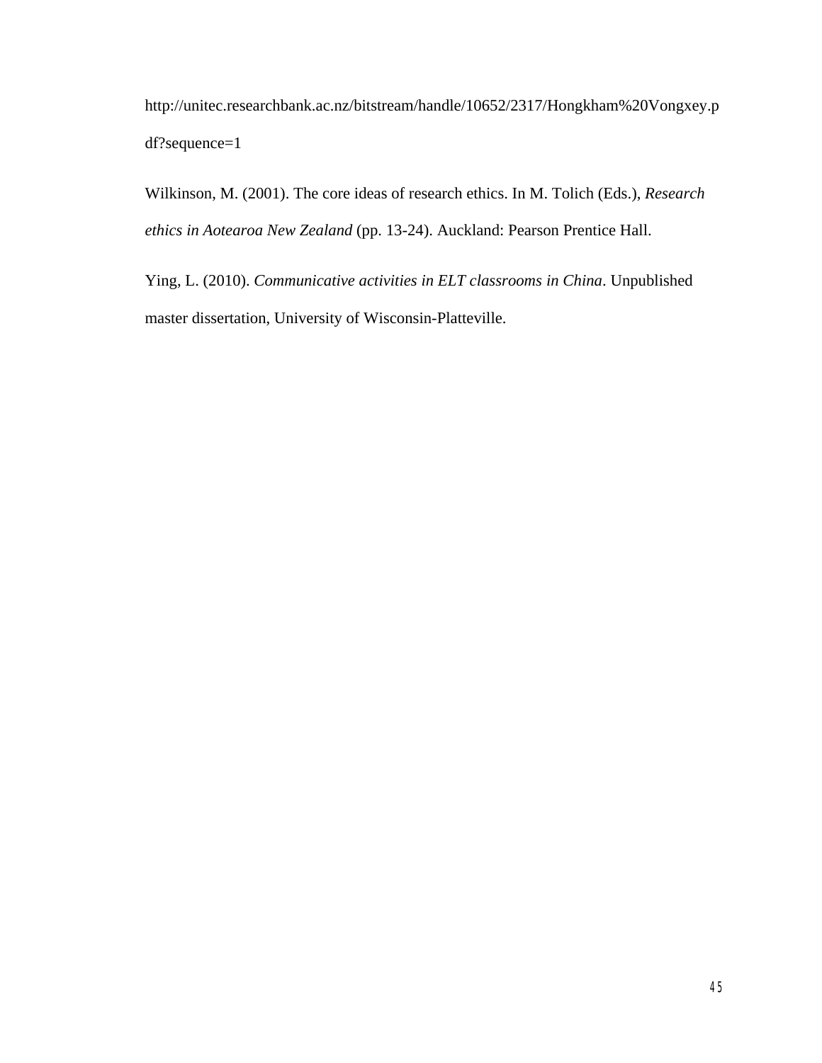http://unitec.researchbank.ac.nz/bitstream/handle/10652/2317/Hongkham%20Vongxey.pdf?sequence=1

Wilkinson, M. (2001). The core ideas of research ethics. In M. Tolich (Eds.), *Research ethics in Aotearoa New Zealand* (pp. 13-24). Auckland: Pearson Prentice Hall.

Ying, L. (2010). *Communicative activities in ELT classrooms in China*. Unpublished master dissertation, University of Wisconsin-Platteville.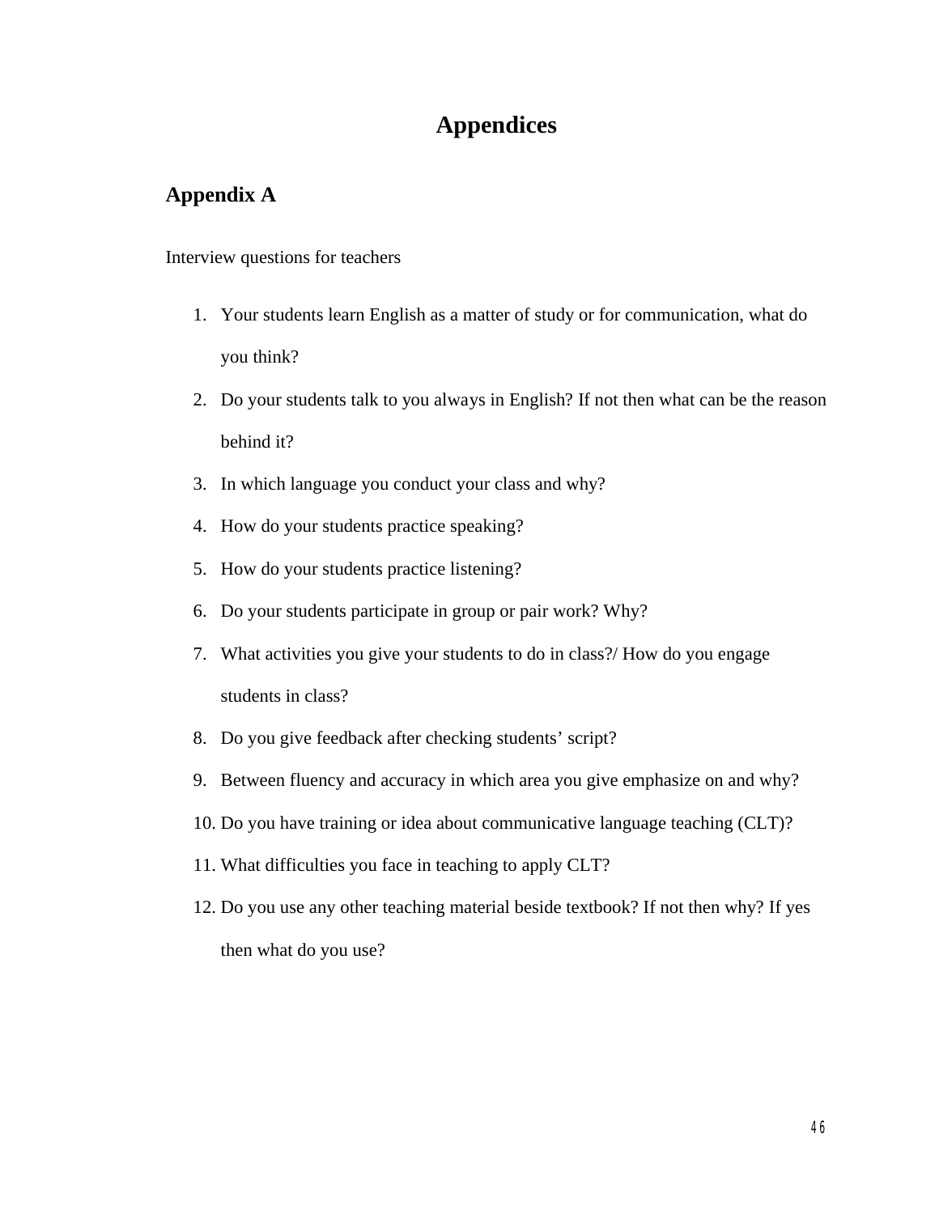# Appendices

## Appendix A

Interview questions for teachers

1. Your students learn English as a matter of study or for communication, what do you think?
2. Do your students talk to you always in English? If not then what can be the reason behind it?
3. In which language you conduct your class and why?
4. How do your students practice speaking?
5. How do your students practice listening?
6. Do your students participate in group or pair work? Why?
7. What activities you give your students to do in class?/ How do you engage students in class?
8. Do you give feedback after checking students' script?
9. Between fluency and accuracy in which area you give emphasize on and why?
10. Do you have training or idea about communicative language teaching (CLT)?
11. What difficulties you face in teaching to apply CLT?
12. Do you use any other teaching material beside textbook? If not then why? If yes then what do you use?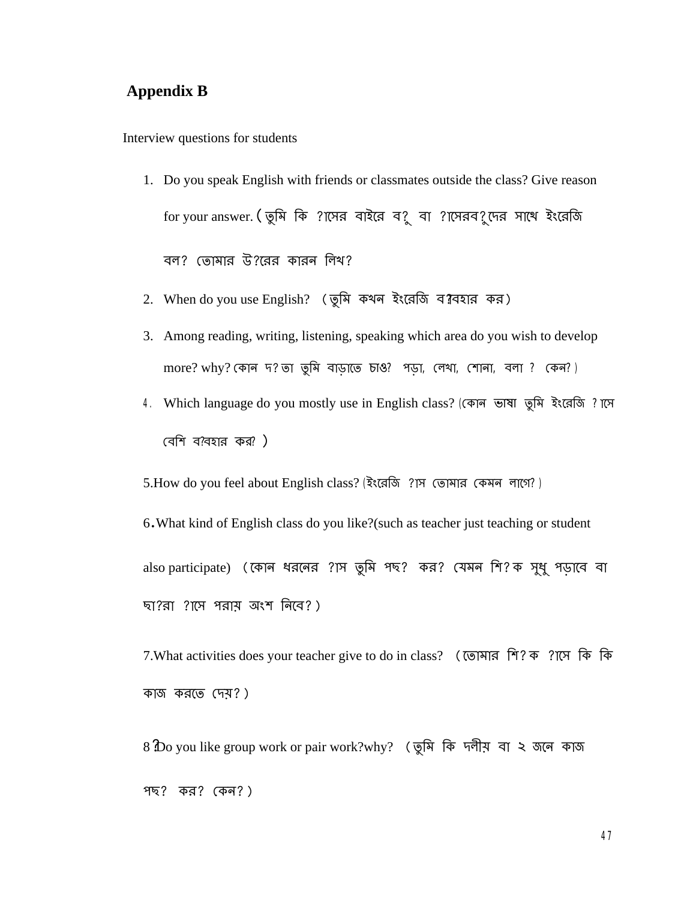## Appendix B

Interview questions for students

1. Do you speak English with friends or classmates outside the class? Give reason for your answer. (তুমি কি ?াসের বাইরে ব?ু বা ?াসেরব?ুদের সাথে ইংরেজি বল? তোমার উ?রের কারন লিখ?
2. When do you use English? (তুমি কখন ইংরেজি ব?বহার কর)
3. Among reading, writing, listening, speaking which area do you wish to develop more? why? কোন দ?তা তুমি বাড়াতে চাও? পড়া, লেখা, শোনা, বলা ? কেন? )
4. Which language do you mostly use in English class? (কোন ভাষা তুমি ইংরেজি ?াসে বেশি ব?বহার কর? )

5.How do you feel about English class? (ইংরেজি ?াস তোমার কেমন লাগে? )

6.What kind of English class do you like?(such as teacher just teaching or student also participate) (কোন ধরনের ?াস তুমি পছ? কর? যেমন শি?ক সুধু পড়াবে বা ছা?রা ?াসে পরায় অংশ নিবে? )

7.What activities does your teacher give to do in class? (তোমার শি?ক ?াসে কি কি কাজ করতে দেয়? )

8 ?Do you like group work or pair work?why? (তুমি কি দলীয় বা ২ জনে কাজ পছ? কর? কেন? )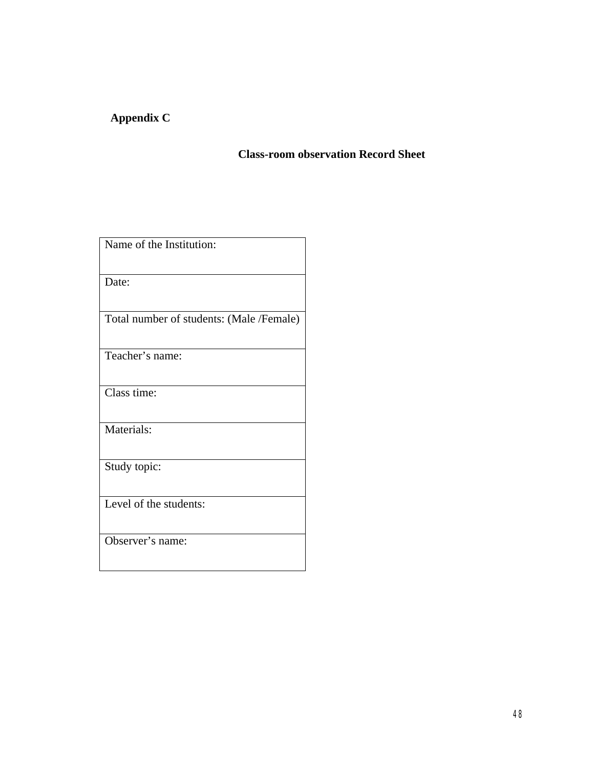**Appendix C**

**Class-room observation Record Sheet**

| |
|---|
| Name of the Institution: |
| Date: |
| Total number of students: (Male /Female) |
| Teacher's name: |
| Class time: |
| Materials: |
| Study topic: |
| Level of the students: |
| Observer's name: |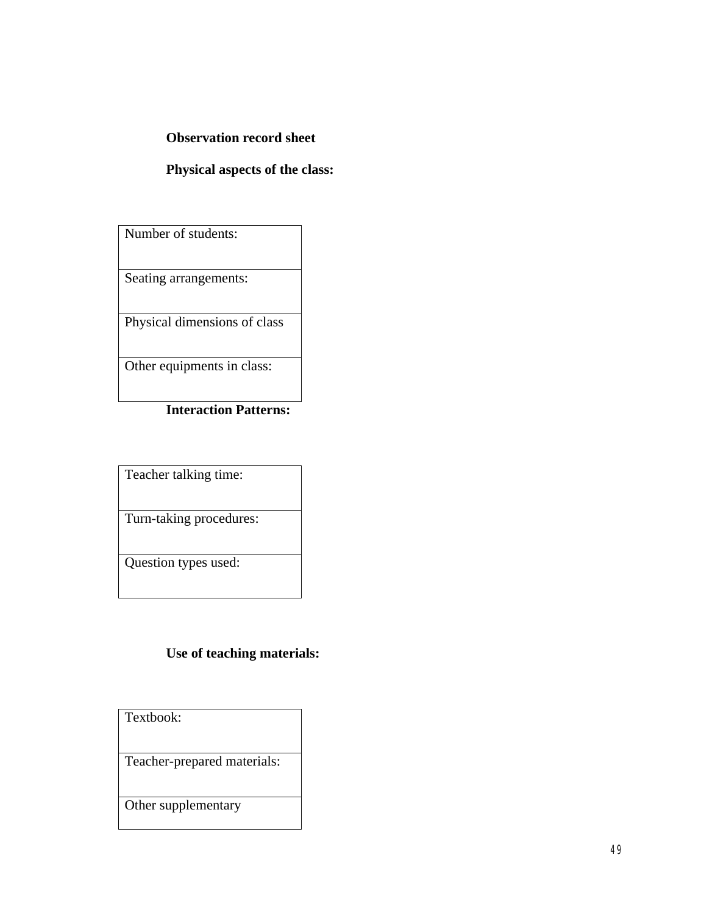**Observation record sheet**

**Physical aspects of the class:**

| |
|---|
| Number of students: |
| Seating arrangements: |
| Physical dimensions of class |
| Other equipments in class: |

**Interaction Patterns:**

| |
|---|
| Teacher talking time: |
| Turn-taking procedures: |
| Question types used: |

**Use of teaching materials:**

| |
|---|
| Textbook: |
| Teacher-prepared materials: |
| Other supplementary |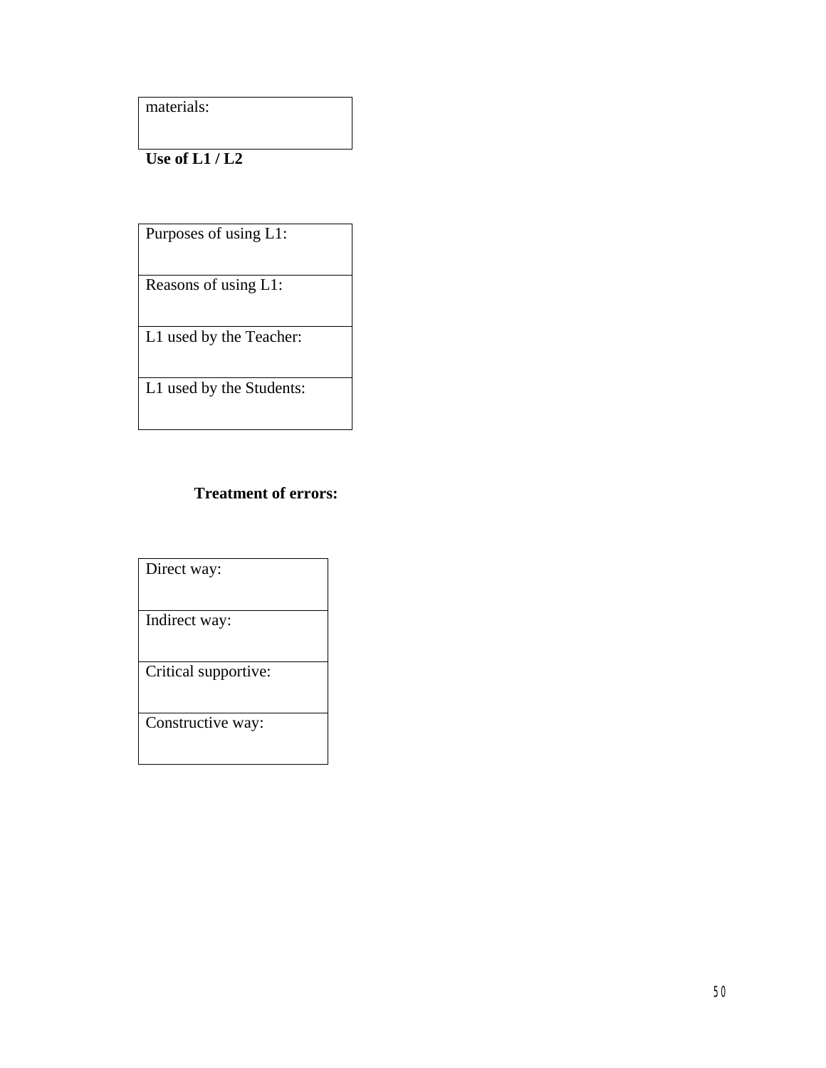| |
|---|
| materials: |

**Use of L1 / L2**

| |
|---|
| Purposes of using L1: |
| Reasons of using L1: |
| L1 used by the Teacher: |
| L1 used by the Students: |

**Treatment of errors:**

| |
|---|
| Direct way: |
| Indirect way: |
| Critical supportive: |
| Constructive way: |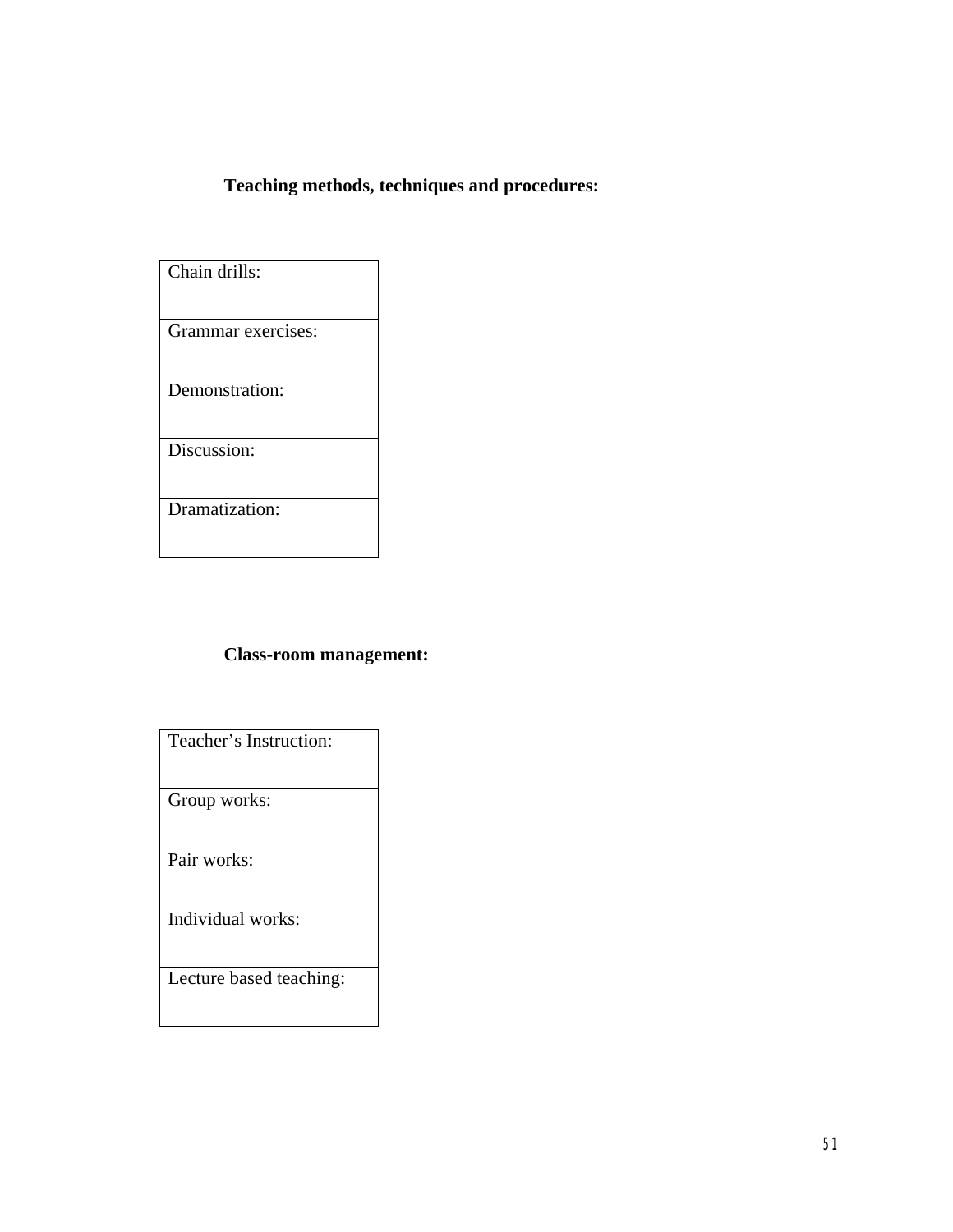**Teaching methods, techniques and procedures:**

| |
|---|
| Chain drills: |
| Grammar exercises: |
| Demonstration: |
| Discussion: |
| Dramatization: |

**Class-room management:**

| |
|---|
| Teacher's Instruction: |
| Group works: |
| Pair works: |
| Individual works: |
| Lecture based teaching: |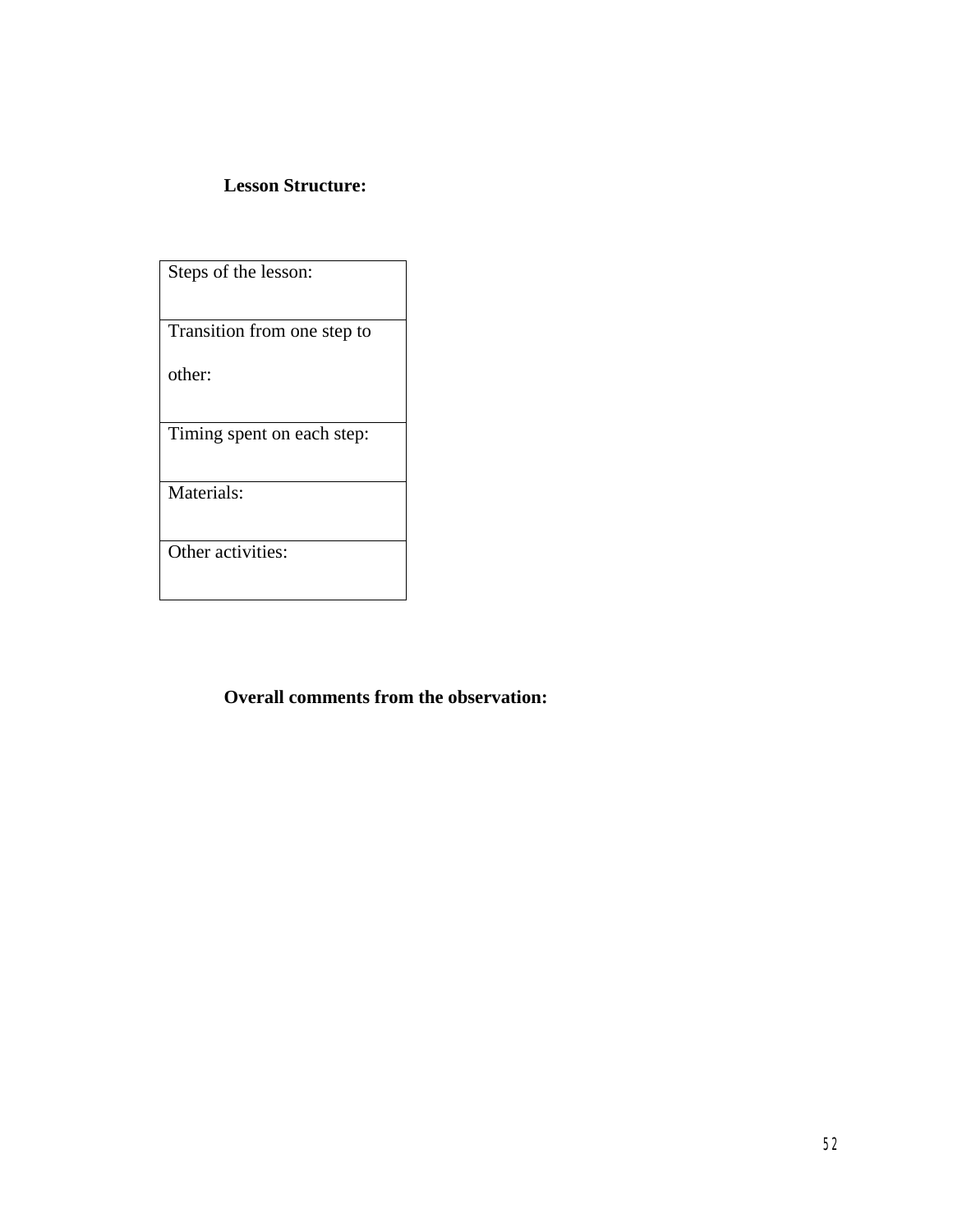**Lesson Structure:**

| |
|---|
| Steps of the lesson: |
| Transition from one step to other: |
| Timing spent on each step: |
| Materials: |
| Other activities: |

**Overall comments from the observation:**